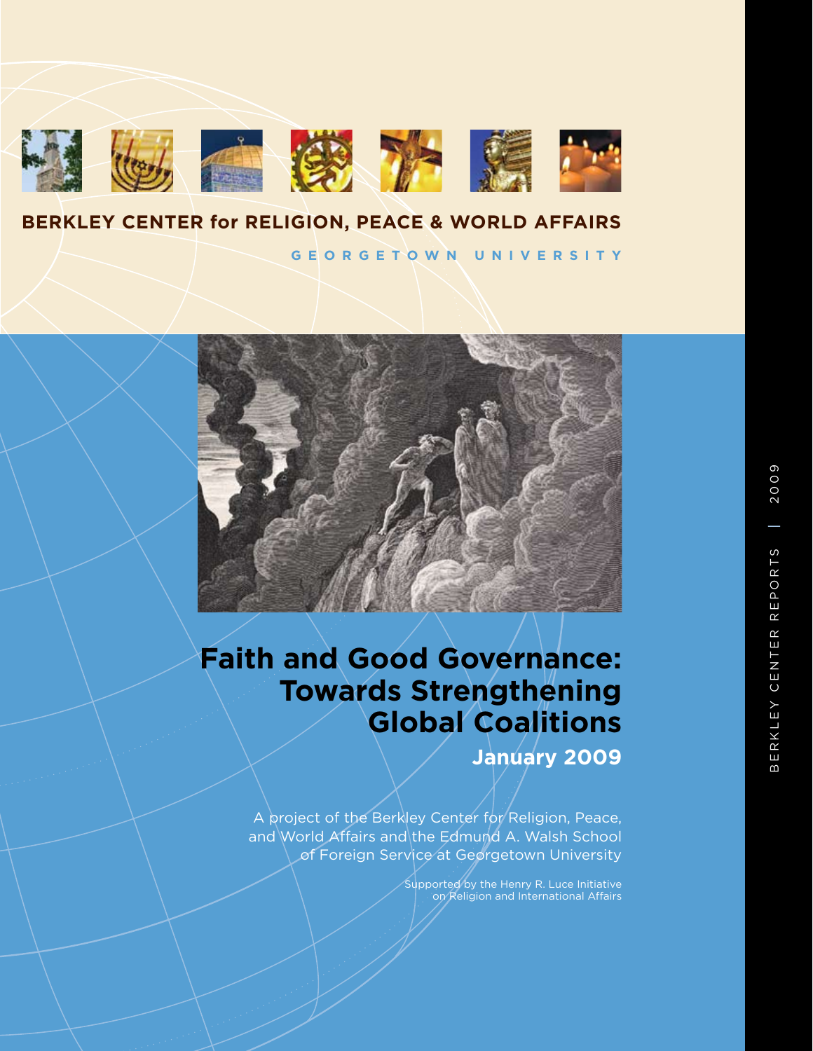**BERKLEY CENTER for RELIGION, PEACE & WORLD AFFAIRS**

**GEORGETOWN UNIVERSITY**

# Faith and Good Governance: Towards Strengthening Global Coalitions

## January 2009

A project of the Berkley Center for Religion, Peace, and World Affairs and the Edmund A. Walsh School of Foreign Service at Georgetown University

Supported by the Henry R. Luce Initiative on Religion and International Affairs

BERKLEY CENTER REPORTS | 2009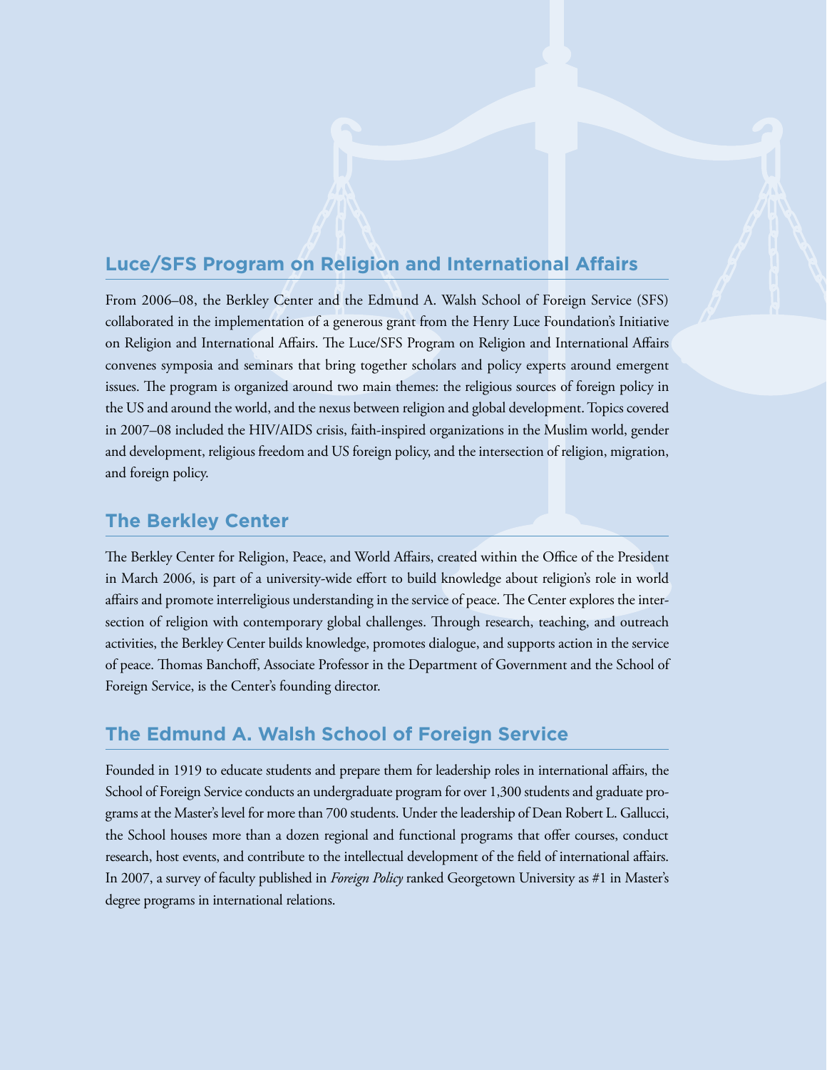## Luce/SFS Program on Religion and International Affairs

From 2006–08, the Berkley Center and the Edmund A. Walsh School of Foreign Service (SFS) collaborated in the implementation of a generous grant from the Henry Luce Foundation's Initiative on Religion and International Affairs. The Luce/SFS Program on Religion and International Affairs convenes symposia and seminars that bring together scholars and policy experts around emergent issues. The program is organized around two main themes: the religious sources of foreign policy in the US and around the world, and the nexus between religion and global development. Topics covered in 2007–08 included the HIV/AIDS crisis, faith-inspired organizations in the Muslim world, gender and development, religious freedom and US foreign policy, and the intersection of religion, migration, and foreign policy.

## The Berkley Center

The Berkley Center for Religion, Peace, and World Affairs, created within the Office of the President in March 2006, is part of a university-wide effort to build knowledge about religion's role in world affairs and promote interreligious understanding in the service of peace. The Center explores the intersection of religion with contemporary global challenges. Through research, teaching, and outreach activities, the Berkley Center builds knowledge, promotes dialogue, and supports action in the service of peace. Thomas Banchoff, Associate Professor in the Department of Government and the School of Foreign Service, is the Center's founding director.

## The Edmund A. Walsh School of Foreign Service

Founded in 1919 to educate students and prepare them for leadership roles in international affairs, the School of Foreign Service conducts an undergraduate program for over 1,300 students and graduate programs at the Master's level for more than 700 students. Under the leadership of Dean Robert L. Gallucci, the School houses more than a dozen regional and functional programs that offer courses, conduct research, host events, and contribute to the intellectual development of the field of international affairs. In 2007, a survey of faculty published in *Foreign Policy* ranked Georgetown University as #1 in Master's degree programs in international relations.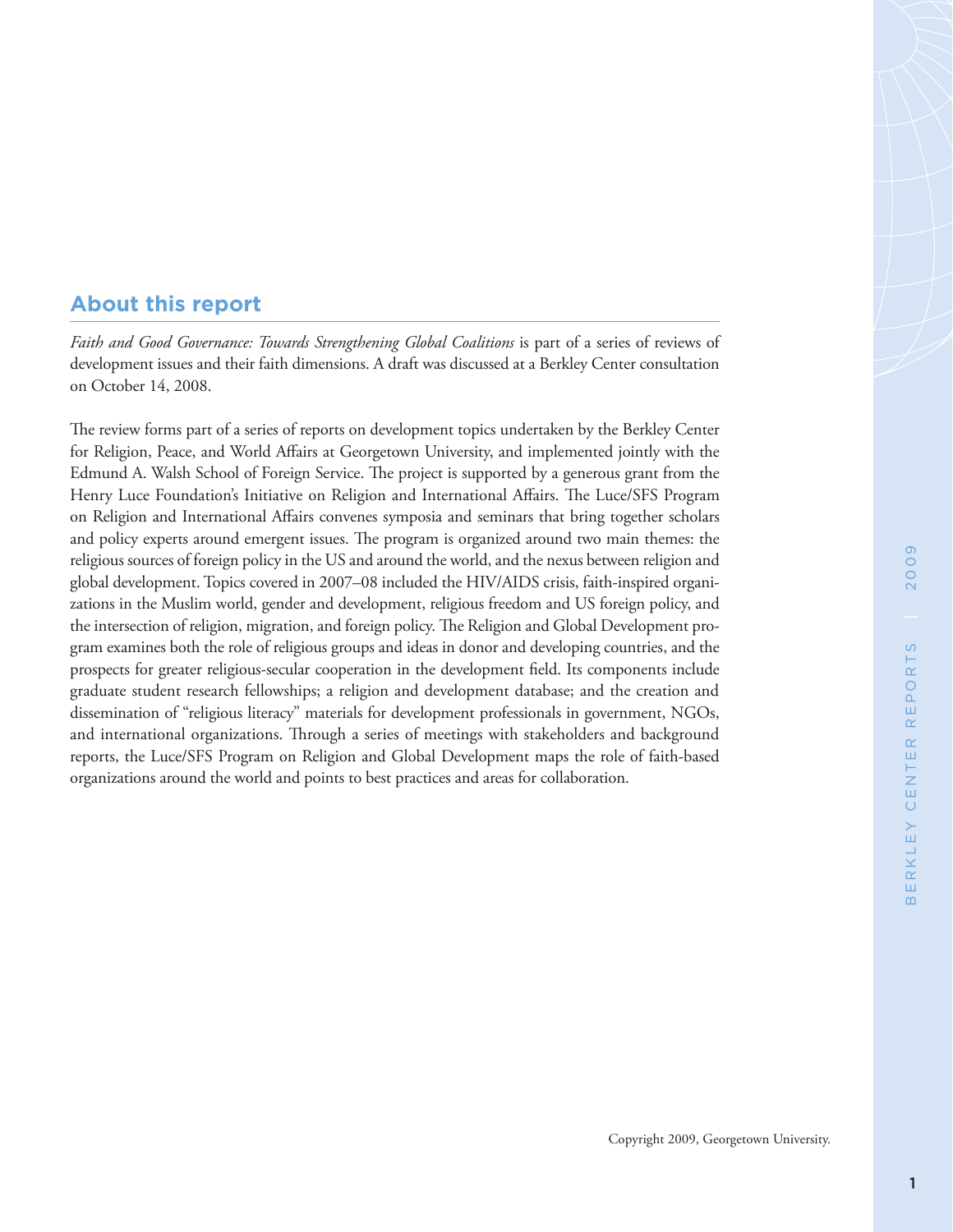## About this report

*Faith and Good Governance: Towards Strengthening Global Coalitions* is part of a series of reviews of development issues and their faith dimensions. A draft was discussed at a Berkley Center consultation on October 14, 2008.

The review forms part of a series of reports on development topics undertaken by the Berkley Center for Religion, Peace, and World Affairs at Georgetown University, and implemented jointly with the Edmund A. Walsh School of Foreign Service. The project is supported by a generous grant from the Henry Luce Foundation's Initiative on Religion and International Affairs. The Luce/SFS Program on Religion and International Affairs convenes symposia and seminars that bring together scholars and policy experts around emergent issues. The program is organized around two main themes: the religious sources of foreign policy in the US and around the world, and the nexus between religion and global development. Topics covered in 2007–08 included the HIV/AIDS crisis, faith-inspired organizations in the Muslim world, gender and development, religious freedom and US foreign policy, and the intersection of religion, migration, and foreign policy. The Religion and Global Development program examines both the role of religious groups and ideas in donor and developing countries, and the prospects for greater religious-secular cooperation in the development field. Its components include graduate student research fellowships; a religion and development database; and the creation and dissemination of "religious literacy" materials for development professionals in government, NGOs, and international organizations. Through a series of meetings with stakeholders and background reports, the Luce/SFS Program on Religion and Global Development maps the role of faith-based organizations around the world and points to best practices and areas for collaboration.

Copyright 2009, Georgetown University.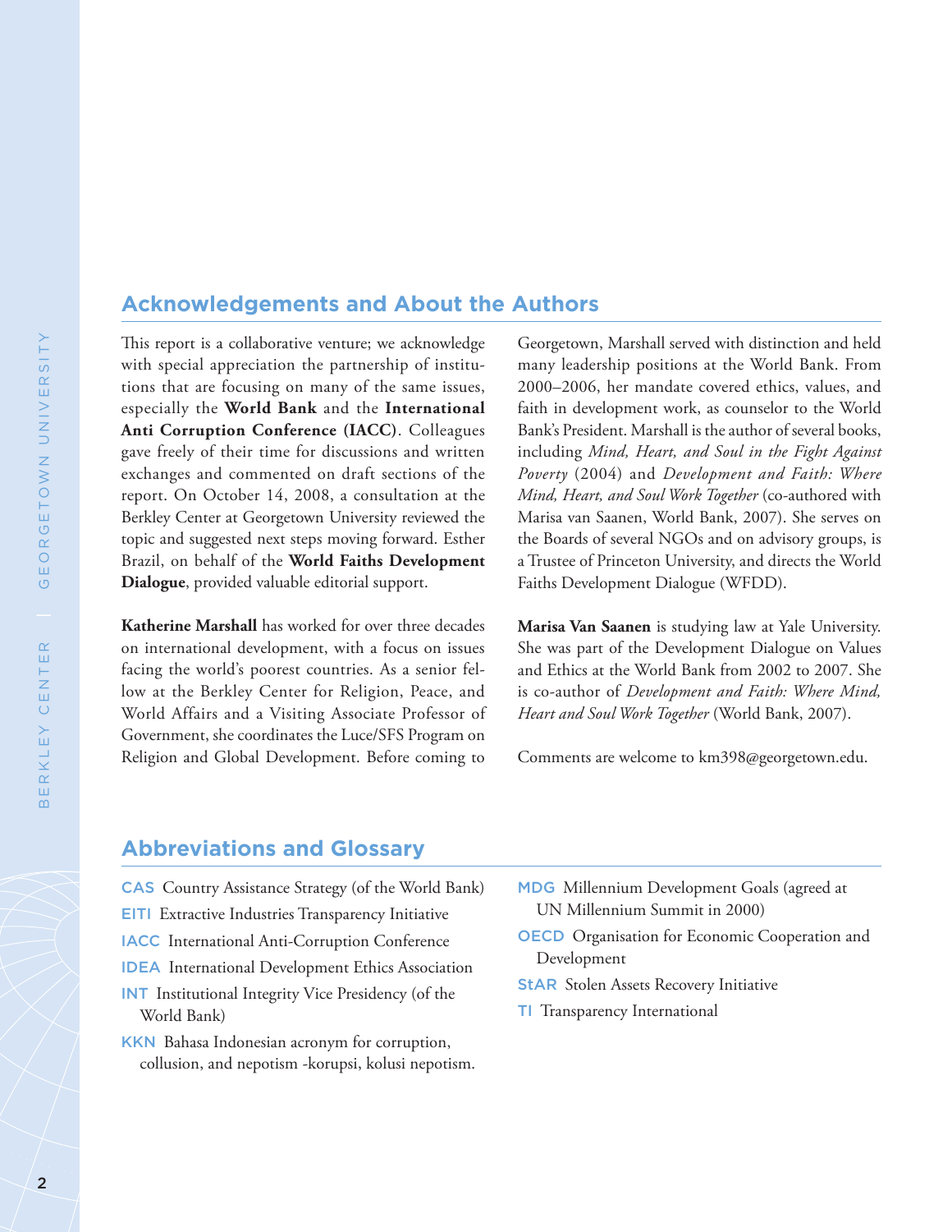## Acknowledgements and About the Authors

This report is a collaborative venture; we acknowledge with special appreciation the partnership of institutions that are focusing on many of the same issues, especially the **World Bank** and the **International Anti Corruption Conference (IACC)**. Colleagues gave freely of their time for discussions and written exchanges and commented on draft sections of the report. On October 14, 2008, a consultation at the Berkley Center at Georgetown University reviewed the topic and suggested next steps moving forward. Esther Brazil, on behalf of the **World Faiths Development Dialogue**, provided valuable editorial support.

**Katherine Marshall** has worked for over three decades on international development, with a focus on issues facing the world's poorest countries. As a senior fellow at the Berkley Center for Religion, Peace, and World Affairs and a Visiting Associate Professor of Government, she coordinates the Luce/SFS Program on Religion and Global Development. Before coming to Georgetown, Marshall served with distinction and held many leadership positions at the World Bank. From 2000–2006, her mandate covered ethics, values, and faith in development work, as counselor to the World Bank's President. Marshall is the author of several books, including *Mind, Heart, and Soul in the Fight Against Poverty* (2004) and *Development and Faith: Where Mind, Heart, and Soul Work Together* (co-authored with Marisa van Saanen, World Bank, 2007). She serves on the Boards of several NGOs and on advisory groups, is a Trustee of Princeton University, and directs the World Faiths Development Dialogue (WFDD).

**Marisa Van Saanen** is studying law at Yale University. She was part of the Development Dialogue on Values and Ethics at the World Bank from 2002 to 2007. She is co-author of *Development and Faith: Where Mind, Heart and Soul Work Together* (World Bank, 2007).

Comments are welcome to km398@georgetown.edu.

## Abbreviations and Glossary

- **CAS** Country Assistance Strategy (of the World Bank)
- **EITI** Extractive Industries Transparency Initiative
- **IACC** International Anti-Corruption Conference
- **IDEA** International Development Ethics Association
- **INT** Institutional Integrity Vice Presidency (of the World Bank)
- **KKN** Bahasa Indonesian acronym for corruption, collusion, and nepotism -korupsi, kolusi nepotism.
- **MDG** Millennium Development Goals (agreed at UN Millennium Summit in 2000)
- **OECD** Organisation for Economic Cooperation and Development
- **StAR** Stolen Assets Recovery Initiative
- **TI** Transparency International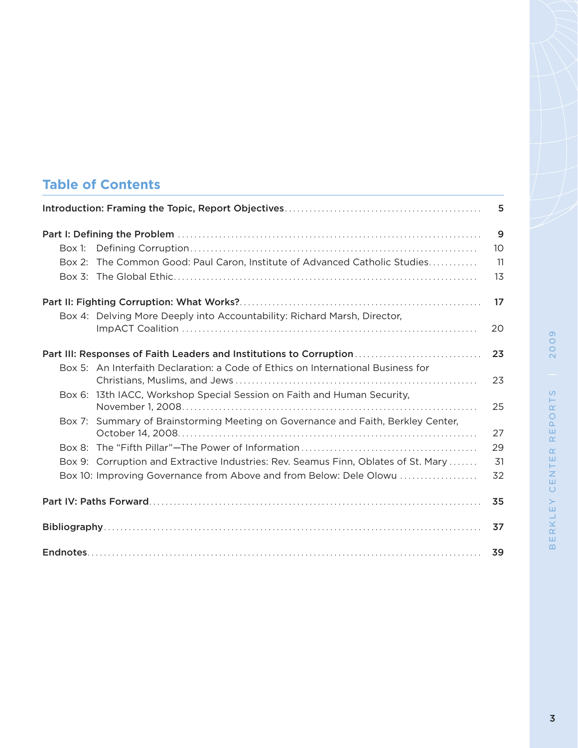## Table of Contents

| | |
|---|---|
| **Introduction: Framing the Topic, Report Objectives** | **5** |
| **Part I: Defining the Problem** | **9** |
| Box 1: Defining Corruption | 10 |
| Box 2: The Common Good: Paul Caron, Institute of Advanced Catholic Studies | 11 |
| Box 3: The Global Ethic | 13 |
| **Part II: Fighting Corruption: What Works?** | **17** |
| Box 4: Delving More Deeply into Accountability: Richard Marsh, Director, ImpACT Coalition | 20 |
| **Part III: Responses of Faith Leaders and Institutions to Corruption** | **23** |
| Box 5: An Interfaith Declaration: a Code of Ethics on International Business for Christians, Muslims, and Jews | 23 |
| Box 6: 13th IACC, Workshop Special Session on Faith and Human Security, November 1, 2008 | 25 |
| Box 7: Summary of Brainstorming Meeting on Governance and Faith, Berkley Center, October 14, 2008 | 27 |
| Box 8: The "Fifth Pillar"—The Power of Information | 29 |
| Box 9: Corruption and Extractive Industries: Rev. Seamus Finn, Oblates of St. Mary | 31 |
| Box 10: Improving Governance from Above and from Below: Dele Olowu | 32 |
| **Part IV: Paths Forward** | **35** |
| **Bibliography** | **37** |
| **Endnotes** | **39** |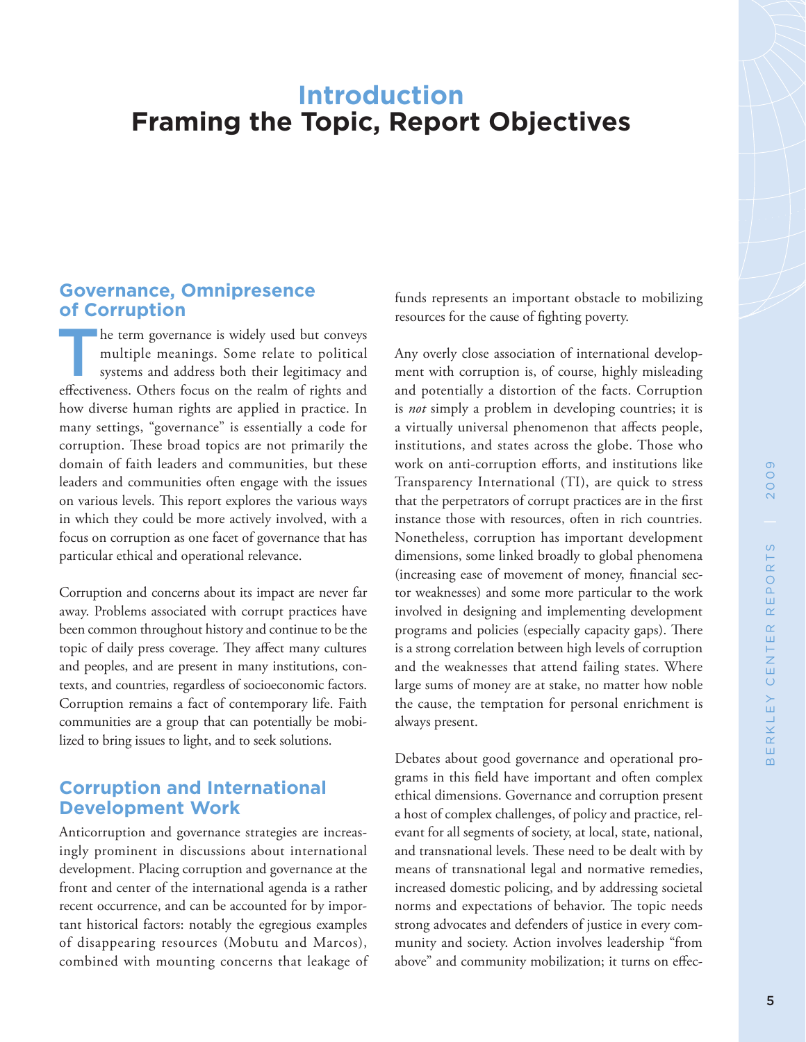# Introduction
# Framing the Topic, Report Objectives

## Governance, Omnipresence of Corruption

The term governance is widely used but conveys multiple meanings. Some relate to political systems and address both their legitimacy and effectiveness. Others focus on the realm of rights and how diverse human rights are applied in practice. In many settings, "governance" is essentially a code for corruption. These broad topics are not primarily the domain of faith leaders and communities, but these leaders and communities often engage with the issues on various levels. This report explores the various ways in which they could be more actively involved, with a focus on corruption as one facet of governance that has particular ethical and operational relevance.

Corruption and concerns about its impact are never far away. Problems associated with corrupt practices have been common throughout history and continue to be the topic of daily press coverage. They affect many cultures and peoples, and are present in many institutions, contexts, and countries, regardless of socioeconomic factors. Corruption remains a fact of contemporary life. Faith communities are a group that can potentially be mobilized to bring issues to light, and to seek solutions.

## Corruption and International Development Work

Anticorruption and governance strategies are increasingly prominent in discussions about international development. Placing corruption and governance at the front and center of the international agenda is a rather recent occurrence, and can be accounted for by important historical factors: notably the egregious examples of disappearing resources (Mobutu and Marcos), combined with mounting concerns that leakage of funds represents an important obstacle to mobilizing resources for the cause of fighting poverty.

Any overly close association of international development with corruption is, of course, highly misleading and potentially a distortion of the facts. Corruption is *not* simply a problem in developing countries; it is a virtually universal phenomenon that affects people, institutions, and states across the globe. Those who work on anti-corruption efforts, and institutions like Transparency International (TI), are quick to stress that the perpetrators of corrupt practices are in the first instance those with resources, often in rich countries. Nonetheless, corruption has important development dimensions, some linked broadly to global phenomena (increasing ease of movement of money, financial sector weaknesses) and some more particular to the work involved in designing and implementing development programs and policies (especially capacity gaps). There is a strong correlation between high levels of corruption and the weaknesses that attend failing states. Where large sums of money are at stake, no matter how noble the cause, the temptation for personal enrichment is always present.

Debates about good governance and operational programs in this field have important and often complex ethical dimensions. Governance and corruption present a host of complex challenges, of policy and practice, relevant for all segments of society, at local, state, national, and transnational levels. These need to be dealt with by means of transnational legal and normative remedies, increased domestic policing, and by addressing societal norms and expectations of behavior. The topic needs strong advocates and defenders of justice in every community and society. Action involves leadership "from above" and community mobilization; it turns on effec-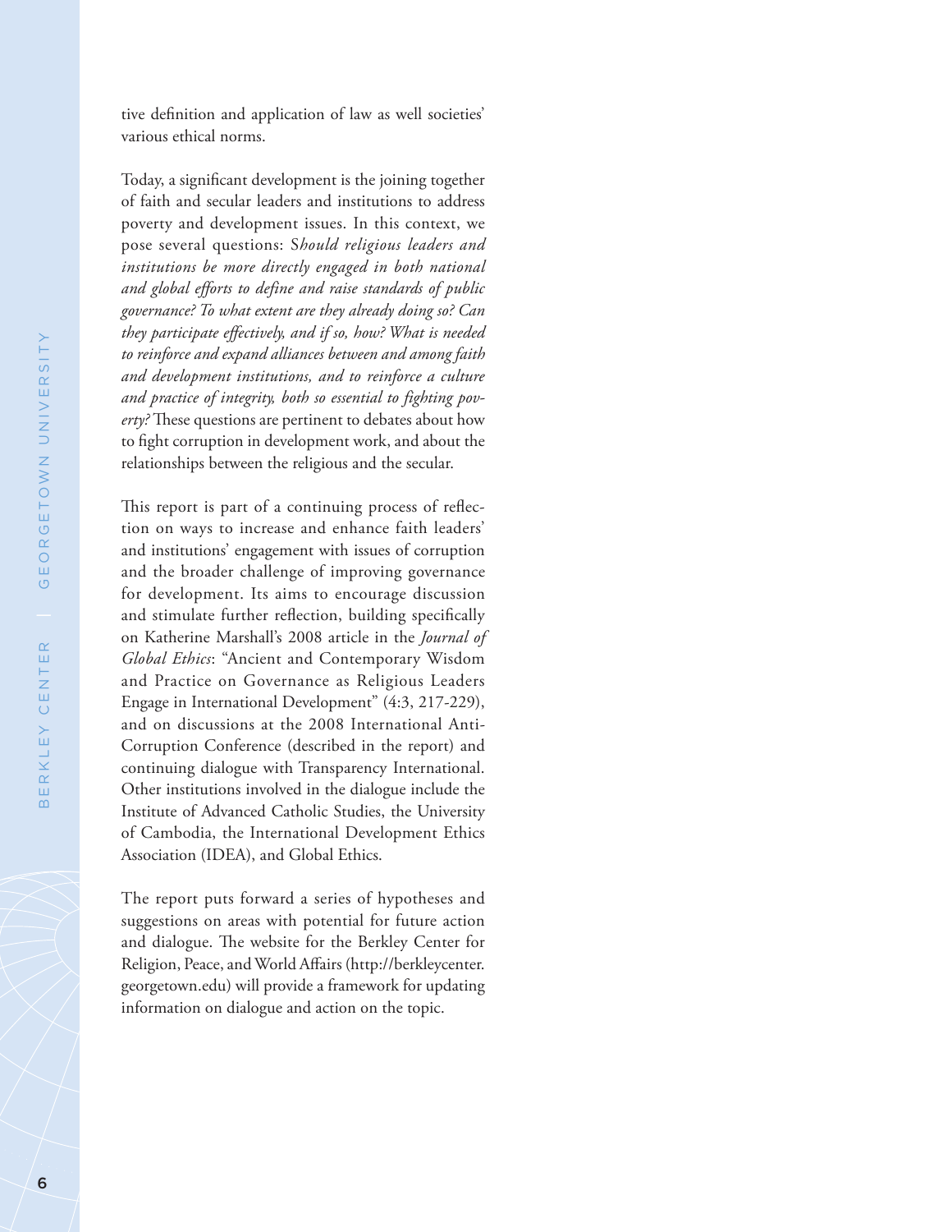tive definition and application of law as well societies' various ethical norms.

Today, a significant development is the joining together of faith and secular leaders and institutions to address poverty and development issues. In this context, we pose several questions: S*hould religious leaders and institutions be more directly engaged in both national and global efforts to define and raise standards of public governance? To what extent are they already doing so? Can they participate effectively, and if so, how? What is needed to reinforce and expand alliances between and among faith and development institutions, and to reinforce a culture and practice of integrity, both so essential to fighting poverty?* These questions are pertinent to debates about how to fight corruption in development work, and about the relationships between the religious and the secular.

This report is part of a continuing process of reflection on ways to increase and enhance faith leaders' and institutions' engagement with issues of corruption and the broader challenge of improving governance for development. Its aims to encourage discussion and stimulate further reflection, building specifically on Katherine Marshall's 2008 article in the *Journal of Global Ethics*: "Ancient and Contemporary Wisdom and Practice on Governance as Religious Leaders Engage in International Development" (4:3, 217-229), and on discussions at the 2008 International Anti-Corruption Conference (described in the report) and continuing dialogue with Transparency International. Other institutions involved in the dialogue include the Institute of Advanced Catholic Studies, the University of Cambodia, the International Development Ethics Association (IDEA), and Global Ethics.

The report puts forward a series of hypotheses and suggestions on areas with potential for future action and dialogue. The website for the Berkley Center for Religion, Peace, and World Affairs (http://berkleycenter.georgetown.edu) will provide a framework for updating information on dialogue and action on the topic.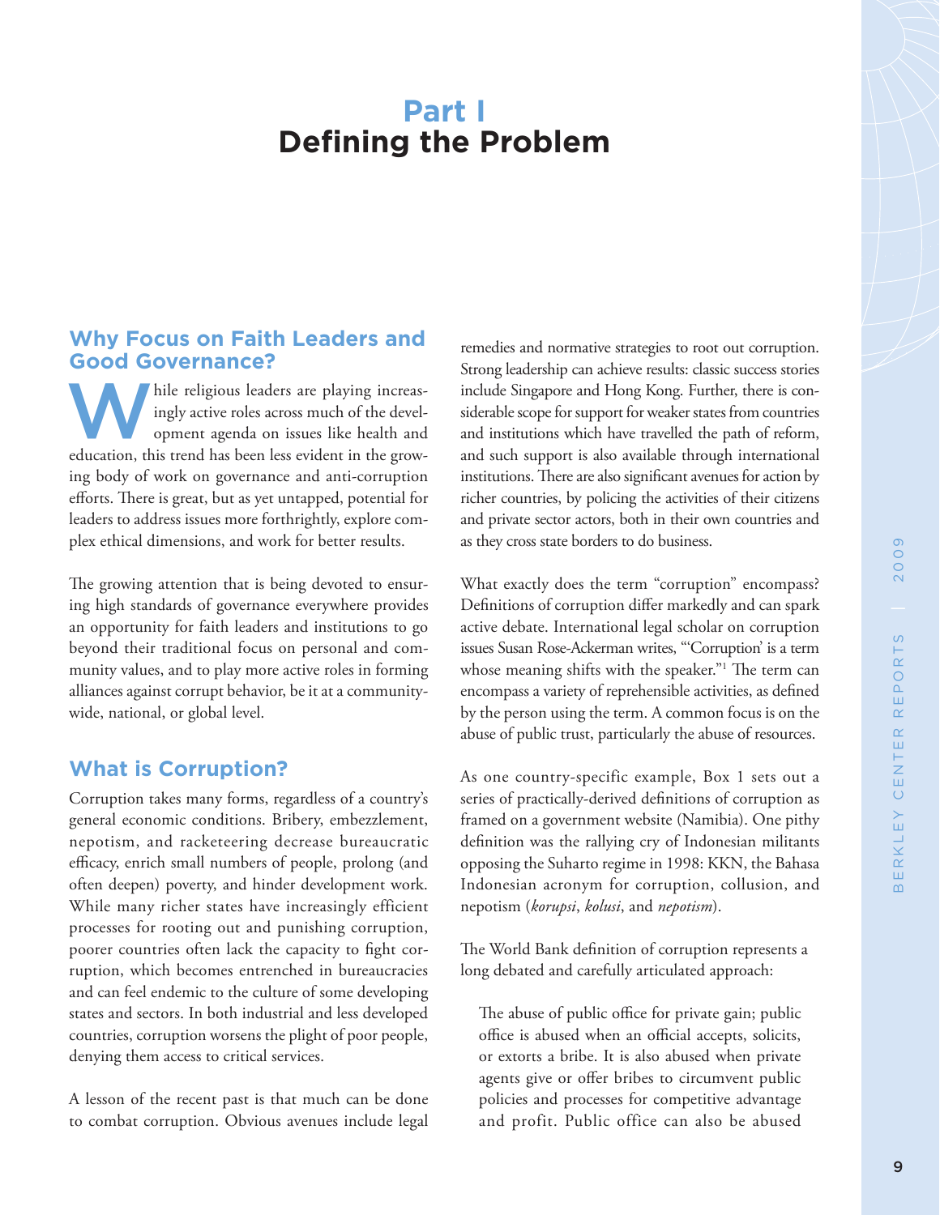# Part I
# Defining the Problem

## Why Focus on Faith Leaders and Good Governance?

While religious leaders are playing increasingly active roles across much of the development agenda on issues like health and education, this trend has been less evident in the growing body of work on governance and anti-corruption efforts. There is great, but as yet untapped, potential for leaders to address issues more forthrightly, explore complex ethical dimensions, and work for better results.

The growing attention that is being devoted to ensuring high standards of governance everywhere provides an opportunity for faith leaders and institutions to go beyond their traditional focus on personal and community values, and to play more active roles in forming alliances against corrupt behavior, be it at a community-wide, national, or global level.

## What is Corruption?

Corruption takes many forms, regardless of a country's general economic conditions. Bribery, embezzlement, nepotism, and racketeering decrease bureaucratic efficacy, enrich small numbers of people, prolong (and often deepen) poverty, and hinder development work. While many richer states have increasingly efficient processes for rooting out and punishing corruption, poorer countries often lack the capacity to fight corruption, which becomes entrenched in bureaucracies and can feel endemic to the culture of some developing states and sectors. In both industrial and less developed countries, corruption worsens the plight of poor people, denying them access to critical services.

A lesson of the recent past is that much can be done to combat corruption. Obvious avenues include legal remedies and normative strategies to root out corruption. Strong leadership can achieve results: classic success stories include Singapore and Hong Kong. Further, there is considerable scope for support for weaker states from countries and institutions which have travelled the path of reform, and such support is also available through international institutions. There are also significant avenues for action by richer countries, by policing the activities of their citizens and private sector actors, both in their own countries and as they cross state borders to do business.

What exactly does the term "corruption" encompass? Definitions of corruption differ markedly and can spark active debate. International legal scholar on corruption issues Susan Rose-Ackerman writes, "'Corruption' is a term whose meaning shifts with the speaker."[1] The term can encompass a variety of reprehensible activities, as defined by the person using the term. A common focus is on the abuse of public trust, particularly the abuse of resources.

As one country-specific example, Box 1 sets out a series of practically-derived definitions of corruption as framed on a government website (Namibia). One pithy definition was the rallying cry of Indonesian militants opposing the Suharto regime in 1998: KKN, the Bahasa Indonesian acronym for corruption, collusion, and nepotism (*korupsi*, *kolusi*, and *nepotism*).

The World Bank definition of corruption represents a long debated and carefully articulated approach:

> The abuse of public office for private gain; public office is abused when an official accepts, solicits, or extorts a bribe. It is also abused when private agents give or offer bribes to circumvent public policies and processes for competitive advantage and profit. Public office can also be abused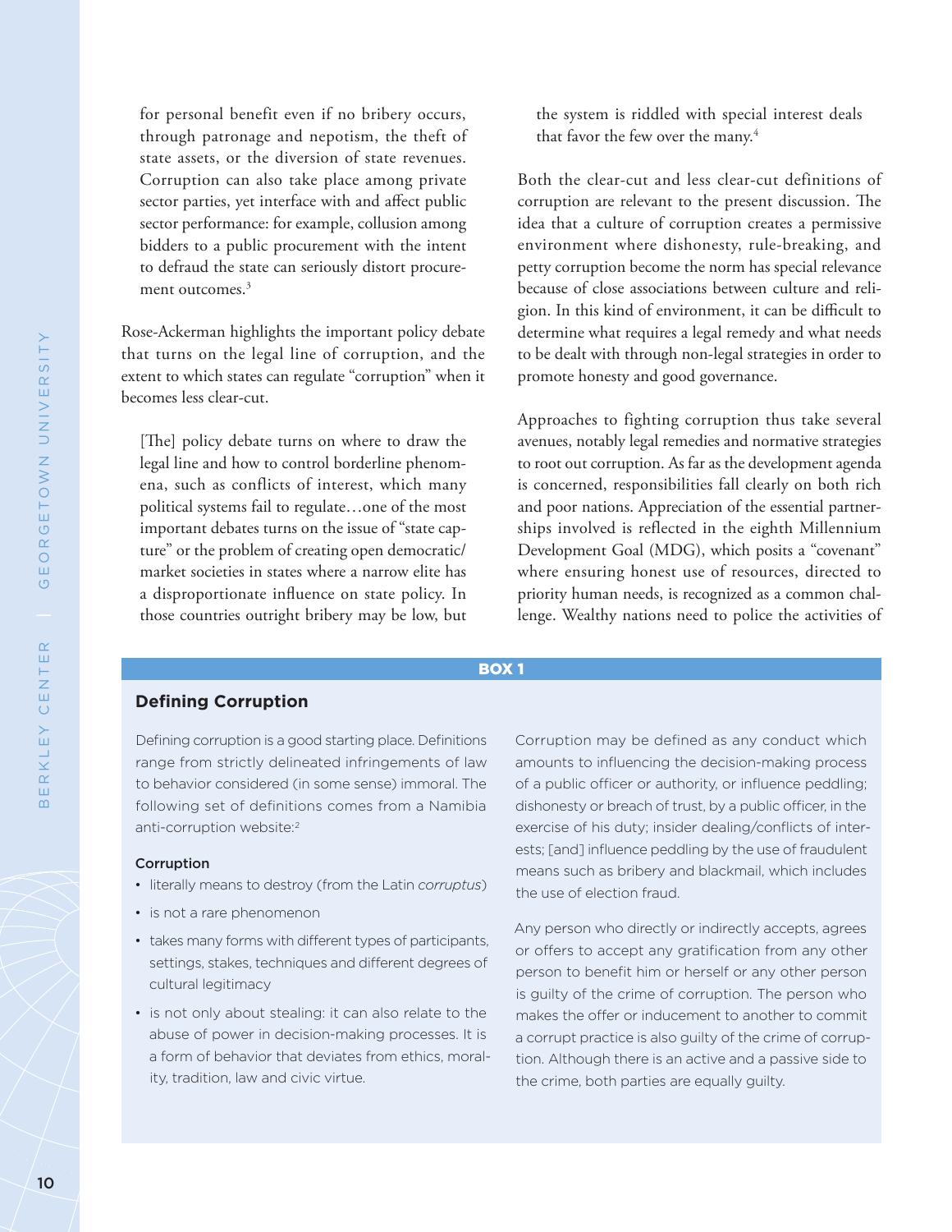for personal benefit even if no bribery occurs, through patronage and nepotism, the theft of state assets, or the diversion of state revenues. Corruption can also take place among private sector parties, yet interface with and affect public sector performance: for example, collusion among bidders to a public procurement with the intent to defraud the state can seriously distort procurement outcomes.[3]

Rose-Ackerman highlights the important policy debate that turns on the legal line of corruption, and the extent to which states can regulate "corruption" when it becomes less clear-cut.

> [The] policy debate turns on where to draw the legal line and how to control borderline phenomena, such as conflicts of interest, which many political systems fail to regulate…one of the most important debates turns on the issue of "state capture" or the problem of creating open democratic/market societies in states where a narrow elite has a disproportionate influence on state policy. In those countries outright bribery may be low, but the system is riddled with special interest deals that favor the few over the many.[4]

Both the clear-cut and less clear-cut definitions of corruption are relevant to the present discussion. The idea that a culture of corruption creates a permissive environment where dishonesty, rule-breaking, and petty corruption become the norm has special relevance because of close associations between culture and religion. In this kind of environment, it can be difficult to determine what requires a legal remedy and what needs to be dealt with through non-legal strategies in order to promote honesty and good governance.

Approaches to fighting corruption thus take several avenues, notably legal remedies and normative strategies to root out corruption. As far as the development agenda is concerned, responsibilities fall clearly on both rich and poor nations. Appreciation of the essential partnerships involved is reflected in the eighth Millennium Development Goal (MDG), which posits a "covenant" where ensuring honest use of resources, directed to priority human needs, is recognized as a common challenge. Wealthy nations need to police the activities of

---

**BOX 1**

### Defining Corruption

Defining corruption is a good starting place. Definitions range from strictly delineated infringements of law to behavior considered (in some sense) immoral. The following set of definitions comes from a Namibia anti-corruption website:[2]

**Corruption**

- literally means to destroy (from the Latin *corruptus*)
- is not a rare phenomenon
- takes many forms with different types of participants, settings, stakes, techniques and different degrees of cultural legitimacy
- is not only about stealing: it can also relate to the abuse of power in decision-making processes. It is a form of behavior that deviates from ethics, morality, tradition, law and civic virtue.

Corruption may be defined as any conduct which amounts to influencing the decision-making process of a public officer or authority, or influence peddling; dishonesty or breach of trust, by a public officer, in the exercise of his duty; insider dealing/conflicts of interests; [and] influence peddling by the use of fraudulent means such as bribery and blackmail, which includes the use of election fraud.

Any person who directly or indirectly accepts, agrees or offers to accept any gratification from any other person to benefit him or herself or any other person is guilty of the crime of corruption. The person who makes the offer or inducement to another to commit a corrupt practice is also guilty of the crime of corruption. Although there is an active and a passive side to the crime, both parties are equally guilty.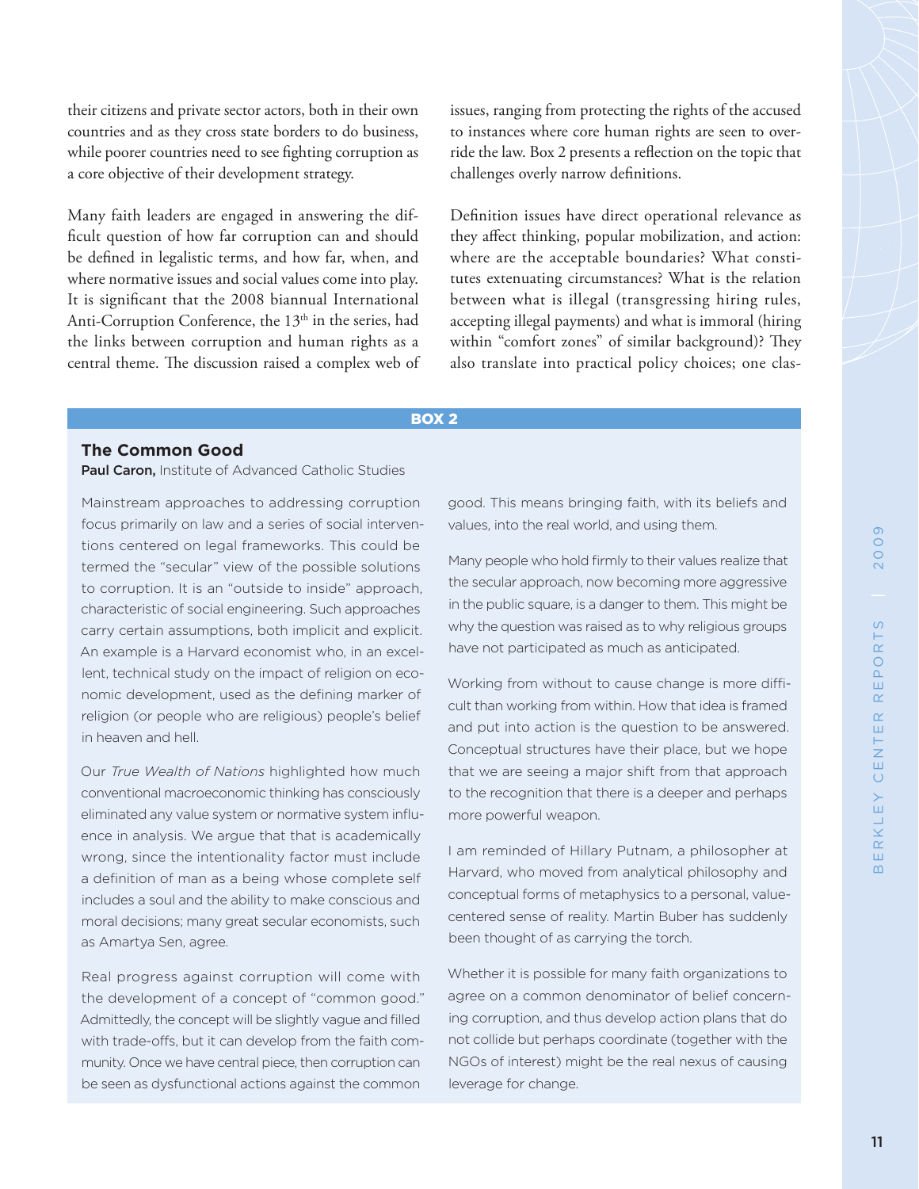their citizens and private sector actors, both in their own countries and as they cross state borders to do business, while poorer countries need to see fighting corruption as a core objective of their development strategy.

Many faith leaders are engaged in answering the difficult question of how far corruption can and should be defined in legalistic terms, and how far, when, and where normative issues and social values come into play. It is significant that the 2008 biannual International Anti-Corruption Conference, the 13th in the series, had the links between corruption and human rights as a central theme. The discussion raised a complex web of issues, ranging from protecting the rights of the accused to instances where core human rights are seen to override the law. Box 2 presents a reflection on the topic that challenges overly narrow definitions.

Definition issues have direct operational relevance as they affect thinking, popular mobilization, and action: where are the acceptable boundaries? What constitutes extenuating circumstances? What is the relation between what is illegal (transgressing hiring rules, accepting illegal payments) and what is immoral (hiring within "comfort zones" of similar background)? They also translate into practical policy choices; one clas-

**BOX 2**

### The Common Good

**Paul Caron,** Institute of Advanced Catholic Studies

Mainstream approaches to addressing corruption focus primarily on law and a series of social interventions centered on legal frameworks. This could be termed the "secular" view of the possible solutions to corruption. It is an "outside to inside" approach, characteristic of social engineering. Such approaches carry certain assumptions, both implicit and explicit. An example is a Harvard economist who, in an excellent, technical study on the impact of religion on economic development, used as the defining marker of religion (or people who are religious) people's belief in heaven and hell.

Our *True Wealth of Nations* highlighted how much conventional macroeconomic thinking has consciously eliminated any value system or normative system influence in analysis. We argue that that is academically wrong, since the intentionality factor must include a definition of man as a being whose complete self includes a soul and the ability to make conscious and moral decisions; many great secular economists, such as Amartya Sen, agree.

Real progress against corruption will come with the development of a concept of "common good." Admittedly, the concept will be slightly vague and filled with trade-offs, but it can develop from the faith community. Once we have central piece, then corruption can be seen as dysfunctional actions against the common good. This means bringing faith, with its beliefs and values, into the real world, and using them.

Many people who hold firmly to their values realize that the secular approach, now becoming more aggressive in the public square, is a danger to them. This might be why the question was raised as to why religious groups have not participated as much as anticipated.

Working from without to cause change is more difficult than working from within. How that idea is framed and put into action is the question to be answered. Conceptual structures have their place, but we hope that we are seeing a major shift from that approach to the recognition that there is a deeper and perhaps more powerful weapon.

I am reminded of Hillary Putnam, a philosopher at Harvard, who moved from analytical philosophy and conceptual forms of metaphysics to a personal, value-centered sense of reality. Martin Buber has suddenly been thought of as carrying the torch.

Whether it is possible for many faith organizations to agree on a common denominator of belief concerning corruption, and thus develop action plans that do not collide but perhaps coordinate (together with the NGOs of interest) might be the real nexus of causing leverage for change.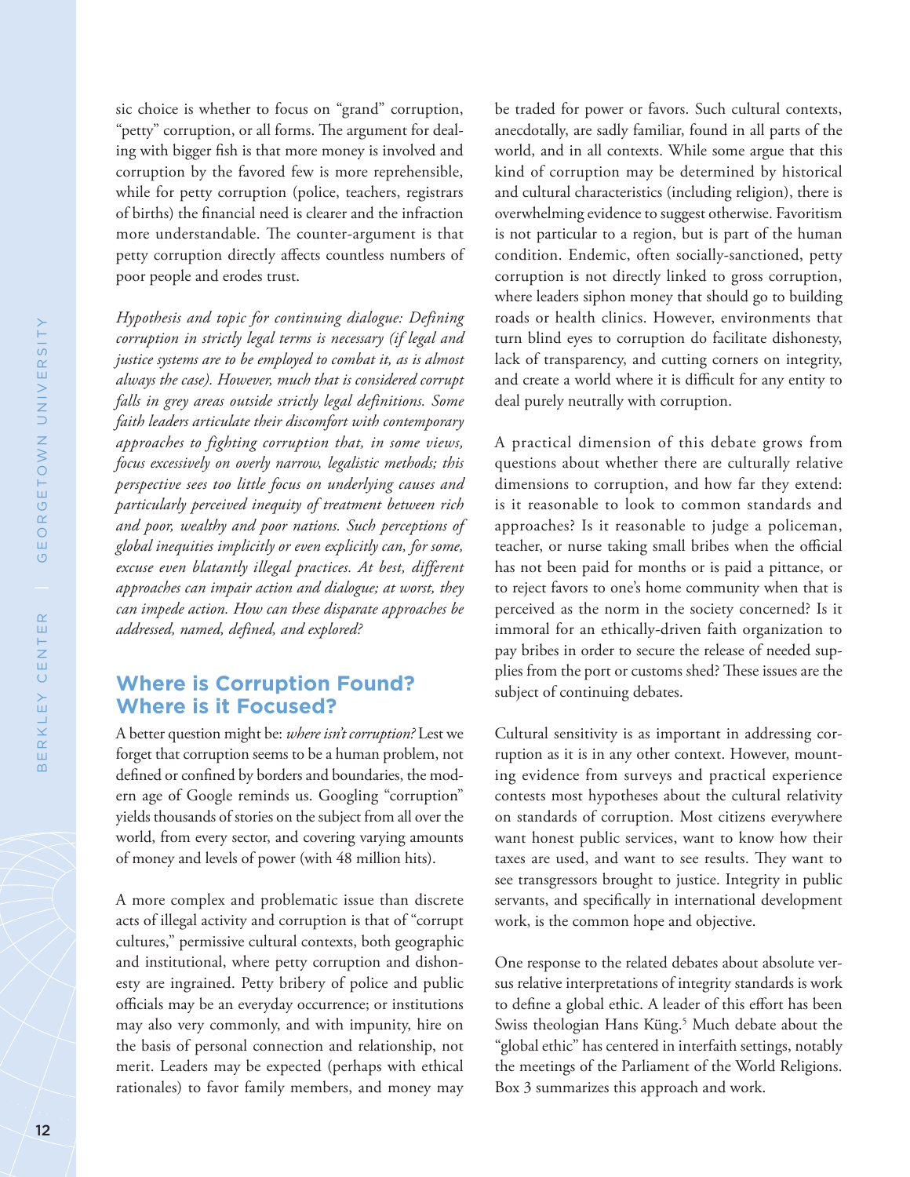sic choice is whether to focus on "grand" corruption, "petty" corruption, or all forms. The argument for dealing with bigger fish is that more money is involved and corruption by the favored few is more reprehensible, while for petty corruption (police, teachers, registrars of births) the financial need is clearer and the infraction more understandable. The counter-argument is that petty corruption directly affects countless numbers of poor people and erodes trust.

*Hypothesis and topic for continuing dialogue: Defining corruption in strictly legal terms is necessary (if legal and justice systems are to be employed to combat it, as is almost always the case). However, much that is considered corrupt falls in grey areas outside strictly legal definitions. Some faith leaders articulate their discomfort with contemporary approaches to fighting corruption that, in some views, focus excessively on overly narrow, legalistic methods; this perspective sees too little focus on underlying causes and particularly perceived inequity of treatment between rich and poor, wealthy and poor nations. Such perceptions of global inequities implicitly or even explicitly can, for some, excuse even blatantly illegal practices. At best, different approaches can impair action and dialogue; at worst, they can impede action. How can these disparate approaches be addressed, named, defined, and explored?*

## Where is Corruption Found? Where is it Focused?

A better question might be: *where isn't corruption?* Lest we forget that corruption seems to be a human problem, not defined or confined by borders and boundaries, the modern age of Google reminds us. Googling "corruption" yields thousands of stories on the subject from all over the world, from every sector, and covering varying amounts of money and levels of power (with 48 million hits).

A more complex and problematic issue than discrete acts of illegal activity and corruption is that of "corrupt cultures," permissive cultural contexts, both geographic and institutional, where petty corruption and dishonesty are ingrained. Petty bribery of police and public officials may be an everyday occurrence; or institutions may also very commonly, and with impunity, hire on the basis of personal connection and relationship, not merit. Leaders may be expected (perhaps with ethical rationales) to favor family members, and money may be traded for power or favors. Such cultural contexts, anecdotally, are sadly familiar, found in all parts of the world, and in all contexts. While some argue that this kind of corruption may be determined by historical and cultural characteristics (including religion), there is overwhelming evidence to suggest otherwise. Favoritism is not particular to a region, but is part of the human condition. Endemic, often socially-sanctioned, petty corruption is not directly linked to gross corruption, where leaders siphon money that should go to building roads or health clinics. However, environments that turn blind eyes to corruption do facilitate dishonesty, lack of transparency, and cutting corners on integrity, and create a world where it is difficult for any entity to deal purely neutrally with corruption.

A practical dimension of this debate grows from questions about whether there are culturally relative dimensions to corruption, and how far they extend: is it reasonable to look to common standards and approaches? Is it reasonable to judge a policeman, teacher, or nurse taking small bribes when the official has not been paid for months or is paid a pittance, or to reject favors to one's home community when that is perceived as the norm in the society concerned? Is it immoral for an ethically-driven faith organization to pay bribes in order to secure the release of needed supplies from the port or customs shed? These issues are the subject of continuing debates.

Cultural sensitivity is as important in addressing corruption as it is in any other context. However, mounting evidence from surveys and practical experience contests most hypotheses about the cultural relativity on standards of corruption. Most citizens everywhere want honest public services, want to know how their taxes are used, and want to see results. They want to see transgressors brought to justice. Integrity in public servants, and specifically in international development work, is the common hope and objective.

One response to the related debates about absolute versus relative interpretations of integrity standards is work to define a global ethic. A leader of this effort has been Swiss theologian Hans Küng.[5] Much debate about the "global ethic" has centered in interfaith settings, notably the meetings of the Parliament of the World Religions. Box 3 summarizes this approach and work.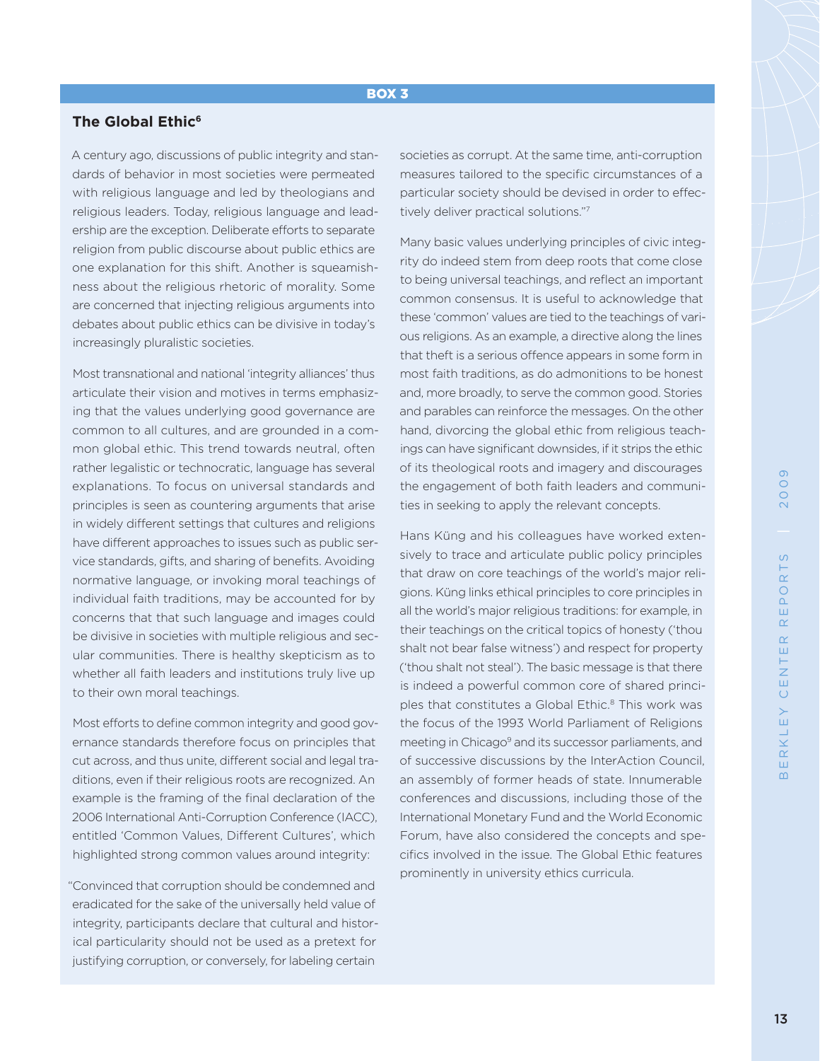**BOX 3**

## The Global Ethic[6]

A century ago, discussions of public integrity and standards of behavior in most societies were permeated with religious language and led by theologians and religious leaders. Today, religious language and leadership are the exception. Deliberate efforts to separate religion from public discourse about public ethics are one explanation for this shift. Another is squeamishness about the religious rhetoric of morality. Some are concerned that injecting religious arguments into debates about public ethics can be divisive in today's increasingly pluralistic societies.

Most transnational and national 'integrity alliances' thus articulate their vision and motives in terms emphasizing that the values underlying good governance are common to all cultures, and are grounded in a common global ethic. This trend towards neutral, often rather legalistic or technocratic, language has several explanations. To focus on universal standards and principles is seen as countering arguments that arise in widely different settings that cultures and religions have different approaches to issues such as public service standards, gifts, and sharing of benefits. Avoiding normative language, or invoking moral teachings of individual faith traditions, may be accounted for by concerns that that such language and images could be divisive in societies with multiple religious and secular communities. There is healthy skepticism as to whether all faith leaders and institutions truly live up to their own moral teachings.

Most efforts to define common integrity and good governance standards therefore focus on principles that cut across, and thus unite, different social and legal traditions, even if their religious roots are recognized. An example is the framing of the final declaration of the 2006 International Anti-Corruption Conference (IACC), entitled 'Common Values, Different Cultures', which highlighted strong common values around integrity:

"Convinced that corruption should be condemned and eradicated for the sake of the universally held value of integrity, participants declare that cultural and historical particularity should not be used as a pretext for justifying corruption, or conversely, for labeling certain societies as corrupt. At the same time, anti-corruption measures tailored to the specific circumstances of a particular society should be devised in order to effectively deliver practical solutions."[7]

Many basic values underlying principles of civic integrity do indeed stem from deep roots that come close to being universal teachings, and reflect an important common consensus. It is useful to acknowledge that these 'common' values are tied to the teachings of various religions. As an example, a directive along the lines that theft is a serious offence appears in some form in most faith traditions, as do admonitions to be honest and, more broadly, to serve the common good. Stories and parables can reinforce the messages. On the other hand, divorcing the global ethic from religious teachings can have significant downsides, if it strips the ethic of its theological roots and imagery and discourages the engagement of both faith leaders and communities in seeking to apply the relevant concepts.

Hans Küng and his colleagues have worked extensively to trace and articulate public policy principles that draw on core teachings of the world's major religions. Küng links ethical principles to core principles in all the world's major religious traditions: for example, in their teachings on the critical topics of honesty ('thou shalt not bear false witness') and respect for property ('thou shalt not steal'). The basic message is that there is indeed a powerful common core of shared principles that constitutes a Global Ethic.[8] This work was the focus of the 1993 World Parliament of Religions meeting in Chicago[9] and its successor parliaments, and of successive discussions by the InterAction Council, an assembly of former heads of state. Innumerable conferences and discussions, including those of the International Monetary Fund and the World Economic Forum, have also considered the concepts and specifics involved in the issue. The Global Ethic features prominently in university ethics curricula.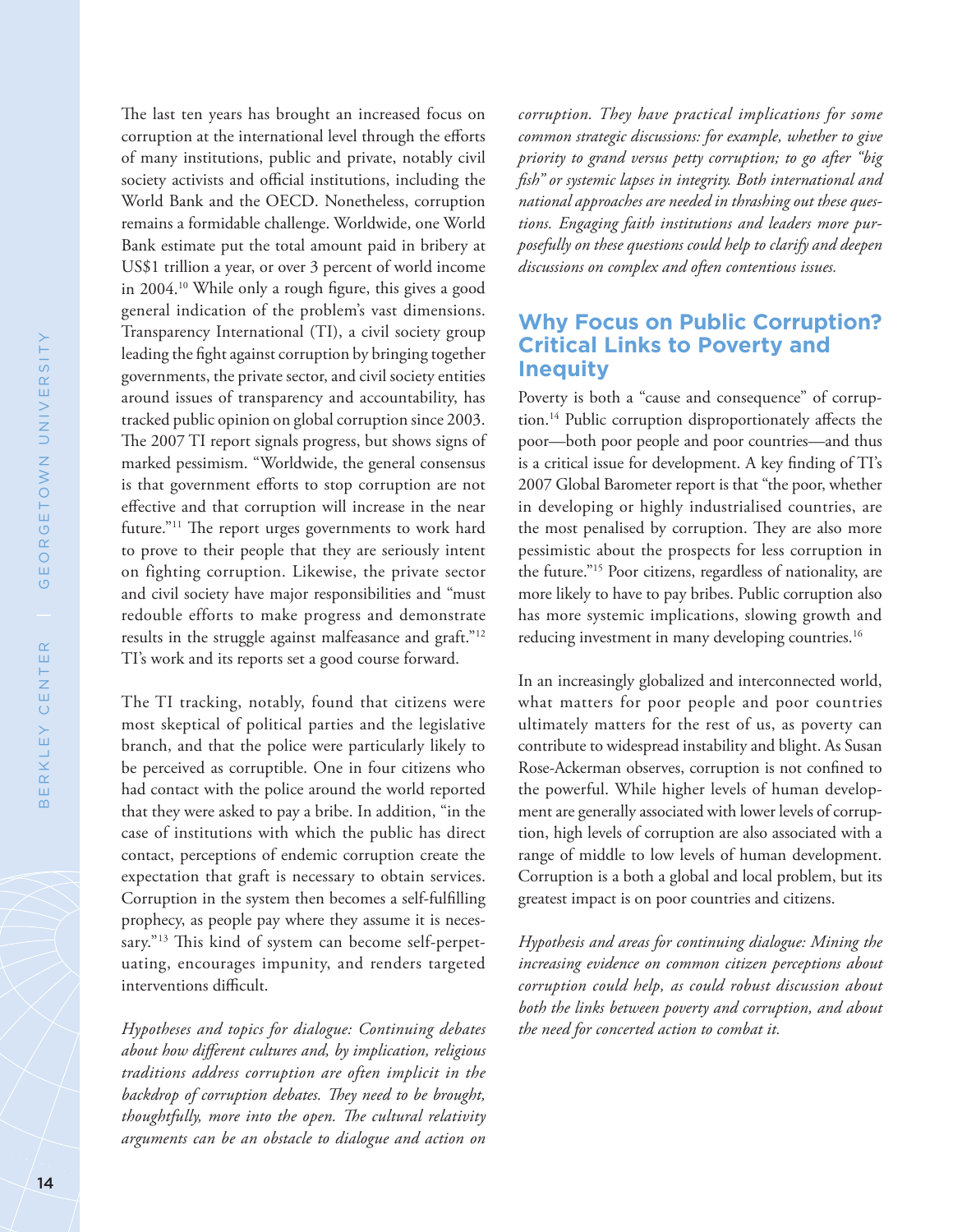The last ten years has brought an increased focus on corruption at the international level through the efforts of many institutions, public and private, notably civil society activists and official institutions, including the World Bank and the OECD. Nonetheless, corruption remains a formidable challenge. Worldwide, one World Bank estimate put the total amount paid in bribery at US$1 trillion a year, or over 3 percent of world income in 2004.[10] While only a rough figure, this gives a good general indication of the problem's vast dimensions. Transparency International (TI), a civil society group leading the fight against corruption by bringing together governments, the private sector, and civil society entities around issues of transparency and accountability, has tracked public opinion on global corruption since 2003. The 2007 TI report signals progress, but shows signs of marked pessimism. "Worldwide, the general consensus is that government efforts to stop corruption are not effective and that corruption will increase in the near future."[11] The report urges governments to work hard to prove to their people that they are seriously intent on fighting corruption. Likewise, the private sector and civil society have major responsibilities and "must redouble efforts to make progress and demonstrate results in the struggle against malfeasance and graft."[12] TI's work and its reports set a good course forward.

The TI tracking, notably, found that citizens were most skeptical of political parties and the legislative branch, and that the police were particularly likely to be perceived as corruptible. One in four citizens who had contact with the police around the world reported that they were asked to pay a bribe. In addition, "in the case of institutions with which the public has direct contact, perceptions of endemic corruption create the expectation that graft is necessary to obtain services. Corruption in the system then becomes a self-fulfilling prophecy, as people pay where they assume it is necessary."[13] This kind of system can become self-perpetuating, encourages impunity, and renders targeted interventions difficult.

*Hypotheses and topics for dialogue: Continuing debates about how different cultures and, by implication, religious traditions address corruption are often implicit in the backdrop of corruption debates. They need to be brought, thoughtfully, more into the open. The cultural relativity arguments can be an obstacle to dialogue and action on corruption. They have practical implications for some common strategic discussions: for example, whether to give priority to grand versus petty corruption; to go after "big fish" or systemic lapses in integrity. Both international and national approaches are needed in thrashing out these questions. Engaging faith institutions and leaders more purposefully on these questions could help to clarify and deepen discussions on complex and often contentious issues.*

## Why Focus on Public Corruption? Critical Links to Poverty and Inequity

Poverty is both a "cause and consequence" of corruption.[14] Public corruption disproportionately affects the poor—both poor people and poor countries—and thus is a critical issue for development. A key finding of TI's 2007 Global Barometer report is that "the poor, whether in developing or highly industrialised countries, are the most penalised by corruption. They are also more pessimistic about the prospects for less corruption in the future."[15] Poor citizens, regardless of nationality, are more likely to have to pay bribes. Public corruption also has more systemic implications, slowing growth and reducing investment in many developing countries.[16]

In an increasingly globalized and interconnected world, what matters for poor people and poor countries ultimately matters for the rest of us, as poverty can contribute to widespread instability and blight. As Susan Rose-Ackerman observes, corruption is not confined to the powerful. While higher levels of human development are generally associated with lower levels of corruption, high levels of corruption are also associated with a range of middle to low levels of human development. Corruption is a both a global and local problem, but its greatest impact is on poor countries and citizens.

*Hypothesis and areas for continuing dialogue: Mining the increasing evidence on common citizen perceptions about corruption could help, as could robust discussion about both the links between poverty and corruption, and about the need for concerted action to combat it.*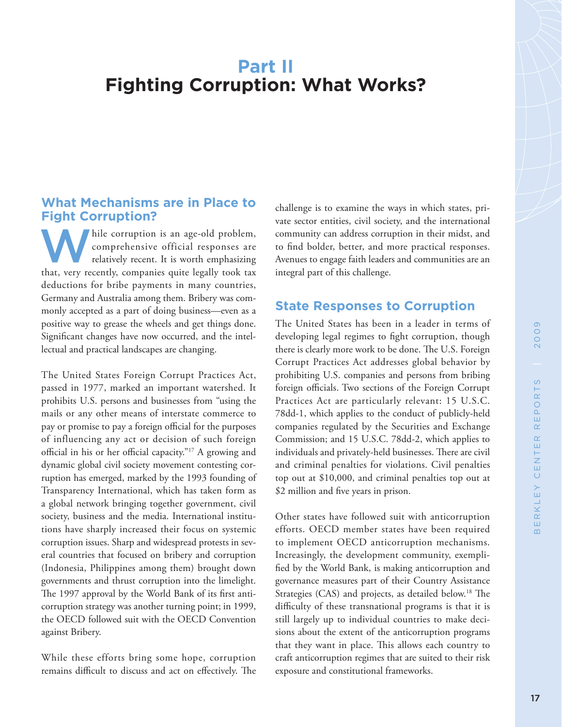# Part II
# Fighting Corruption: What Works?

## What Mechanisms are in Place to Fight Corruption?

While corruption is an age-old problem, comprehensive official responses are relatively recent. It is worth emphasizing that, very recently, companies quite legally took tax deductions for bribe payments in many countries, Germany and Australia among them. Bribery was commonly accepted as a part of doing business—even as a positive way to grease the wheels and get things done. Significant changes have now occurred, and the intellectual and practical landscapes are changing.

The United States Foreign Corrupt Practices Act, passed in 1977, marked an important watershed. It prohibits U.S. persons and businesses from "using the mails or any other means of interstate commerce to pay or promise to pay a foreign official for the purposes of influencing any act or decision of such foreign official in his or her official capacity."[17] A growing and dynamic global civil society movement contesting corruption has emerged, marked by the 1993 founding of Transparency International, which has taken form as a global network bringing together government, civil society, business and the media. International institutions have sharply increased their focus on systemic corruption issues. Sharp and widespread protests in several countries that focused on bribery and corruption (Indonesia, Philippines among them) brought down governments and thrust corruption into the limelight. The 1997 approval by the World Bank of its first anticorruption strategy was another turning point; in 1999, the OECD followed suit with the OECD Convention against Bribery.

While these efforts bring some hope, corruption remains difficult to discuss and act on effectively. The challenge is to examine the ways in which states, private sector entities, civil society, and the international community can address corruption in their midst, and to find bolder, better, and more practical responses. Avenues to engage faith leaders and communities are an integral part of this challenge.

## State Responses to Corruption

The United States has been in a leader in terms of developing legal regimes to fight corruption, though there is clearly more work to be done. The U.S. Foreign Corrupt Practices Act addresses global behavior by prohibiting U.S. companies and persons from bribing foreign officials. Two sections of the Foreign Corrupt Practices Act are particularly relevant: 15 U.S.C. 78dd-1, which applies to the conduct of publicly-held companies regulated by the Securities and Exchange Commission; and 15 U.S.C. 78dd-2, which applies to individuals and privately-held businesses. There are civil and criminal penalties for violations. Civil penalties top out at $10,000, and criminal penalties top out at $2 million and five years in prison.

Other states have followed suit with anticorruption efforts. OECD member states have been required to implement OECD anticorruption mechanisms. Increasingly, the development community, exemplified by the World Bank, is making anticorruption and governance measures part of their Country Assistance Strategies (CAS) and projects, as detailed below.[18] The difficulty of these transnational programs is that it is still largely up to individual countries to make decisions about the extent of the anticorruption programs that they want in place. This allows each country to craft anticorruption regimes that are suited to their risk exposure and constitutional frameworks.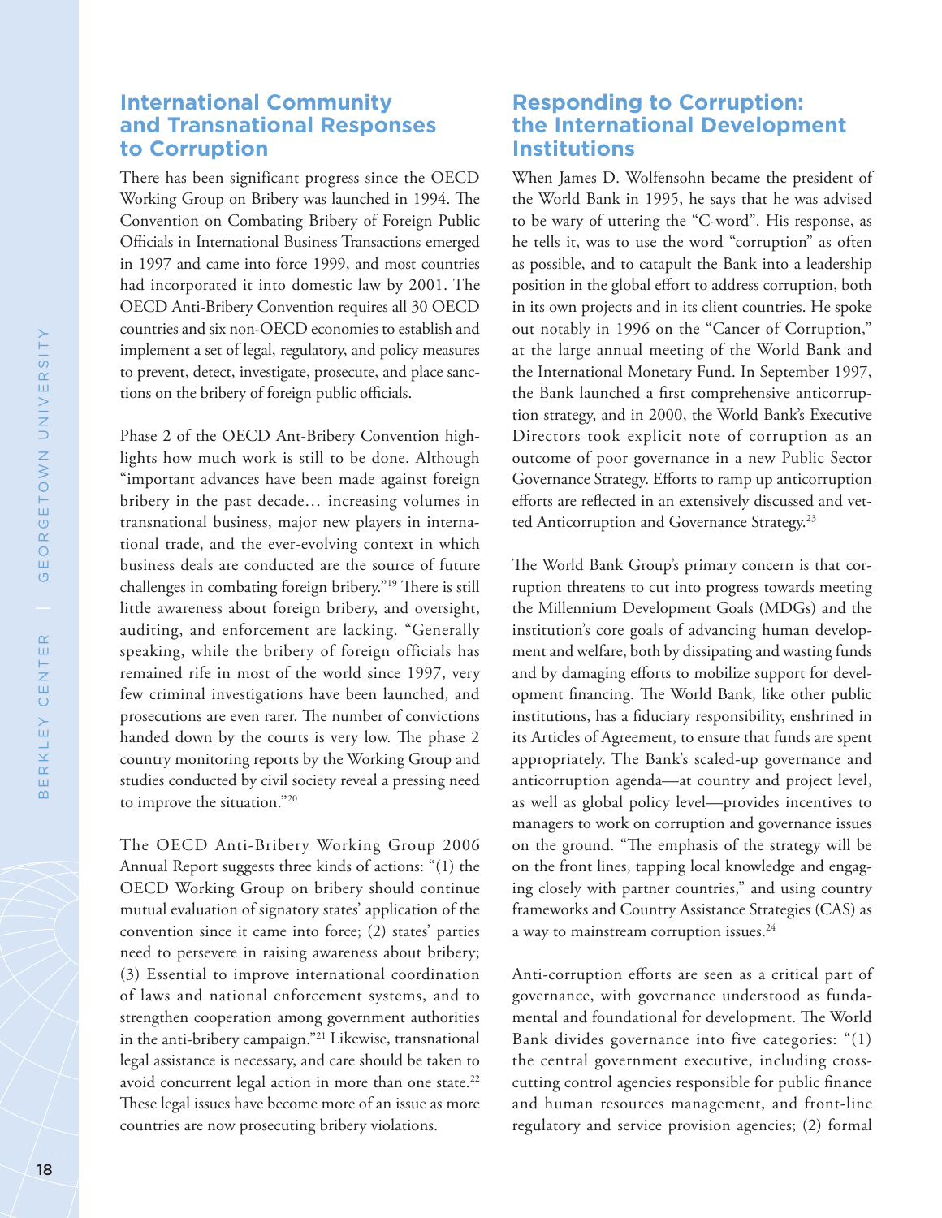## International Community and Transnational Responses to Corruption

There has been significant progress since the OECD Working Group on Bribery was launched in 1994. The Convention on Combating Bribery of Foreign Public Officials in International Business Transactions emerged in 1997 and came into force 1999, and most countries had incorporated it into domestic law by 2001. The OECD Anti-Bribery Convention requires all 30 OECD countries and six non-OECD economies to establish and implement a set of legal, regulatory, and policy measures to prevent, detect, investigate, prosecute, and place sanctions on the bribery of foreign public officials.

Phase 2 of the OECD Ant-Bribery Convention highlights how much work is still to be done. Although "important advances have been made against foreign bribery in the past decade… increasing volumes in transnational business, major new players in international trade, and the ever-evolving context in which business deals are conducted are the source of future challenges in combating foreign bribery."[19] There is still little awareness about foreign bribery, and oversight, auditing, and enforcement are lacking. "Generally speaking, while the bribery of foreign officials has remained rife in most of the world since 1997, very few criminal investigations have been launched, and prosecutions are even rarer. The number of convictions handed down by the courts is very low. The phase 2 country monitoring reports by the Working Group and studies conducted by civil society reveal a pressing need to improve the situation."[20]

The OECD Anti-Bribery Working Group 2006 Annual Report suggests three kinds of actions: "(1) the OECD Working Group on bribery should continue mutual evaluation of signatory states' application of the convention since it came into force; (2) states' parties need to persevere in raising awareness about bribery; (3) Essential to improve international coordination of laws and national enforcement systems, and to strengthen cooperation among government authorities in the anti-bribery campaign."[21] Likewise, transnational legal assistance is necessary, and care should be taken to avoid concurrent legal action in more than one state.[22] These legal issues have become more of an issue as more countries are now prosecuting bribery violations.

## Responding to Corruption: the International Development Institutions

When James D. Wolfensohn became the president of the World Bank in 1995, he says that he was advised to be wary of uttering the "C-word". His response, as he tells it, was to use the word "corruption" as often as possible, and to catapult the Bank into a leadership position in the global effort to address corruption, both in its own projects and in its client countries. He spoke out notably in 1996 on the "Cancer of Corruption," at the large annual meeting of the World Bank and the International Monetary Fund. In September 1997, the Bank launched a first comprehensive anticorruption strategy, and in 2000, the World Bank's Executive Directors took explicit note of corruption as an outcome of poor governance in a new Public Sector Governance Strategy. Efforts to ramp up anticorruption efforts are reflected in an extensively discussed and vetted Anticorruption and Governance Strategy.[23]

The World Bank Group's primary concern is that corruption threatens to cut into progress towards meeting the Millennium Development Goals (MDGs) and the institution's core goals of advancing human development and welfare, both by dissipating and wasting funds and by damaging efforts to mobilize support for development financing. The World Bank, like other public institutions, has a fiduciary responsibility, enshrined in its Articles of Agreement, to ensure that funds are spent appropriately. The Bank's scaled-up governance and anticorruption agenda—at country and project level, as well as global policy level—provides incentives to managers to work on corruption and governance issues on the ground. "The emphasis of the strategy will be on the front lines, tapping local knowledge and engaging closely with partner countries," and using country frameworks and Country Assistance Strategies (CAS) as a way to mainstream corruption issues.[24]

Anti-corruption efforts are seen as a critical part of governance, with governance understood as fundamental and foundational for development. The World Bank divides governance into five categories: "(1) the central government executive, including cross-cutting control agencies responsible for public finance and human resources management, and front-line regulatory and service provision agencies; (2) formal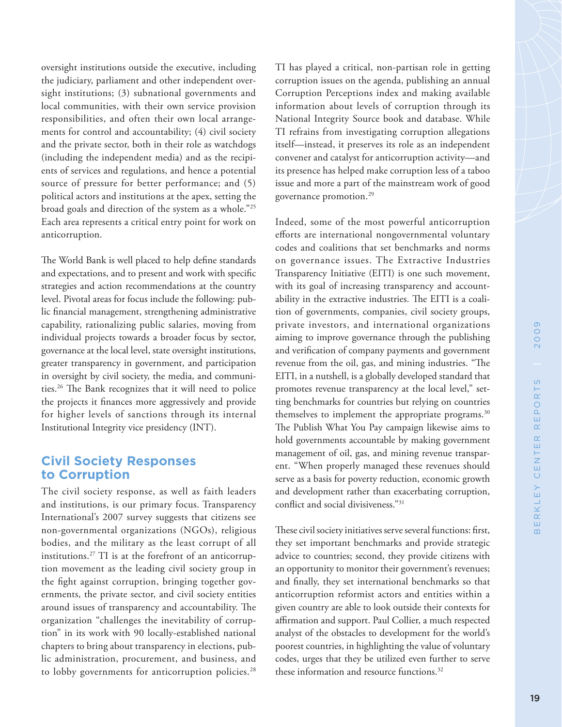oversight institutions outside the executive, including the judiciary, parliament and other independent oversight institutions; (3) subnational governments and local communities, with their own service provision responsibilities, and often their own local arrangements for control and accountability; (4) civil society and the private sector, both in their role as watchdogs (including the independent media) and as the recipients of services and regulations, and hence a potential source of pressure for better performance; and (5) political actors and institutions at the apex, setting the broad goals and direction of the system as a whole."[25] Each area represents a critical entry point for work on anticorruption.

The World Bank is well placed to help define standards and expectations, and to present and work with specific strategies and action recommendations at the country level. Pivotal areas for focus include the following: public financial management, strengthening administrative capability, rationalizing public salaries, moving from individual projects towards a broader focus by sector, governance at the local level, state oversight institutions, greater transparency in government, and participation in oversight by civil society, the media, and communities.[26] The Bank recognizes that it will need to police the projects it finances more aggressively and provide for higher levels of sanctions through its internal Institutional Integrity vice presidency (INT).

## Civil Society Responses to Corruption

The civil society response, as well as faith leaders and institutions, is our primary focus. Transparency International's 2007 survey suggests that citizens see non-governmental organizations (NGOs), religious bodies, and the military as the least corrupt of all institutions.[27] TI is at the forefront of an anticorruption movement as the leading civil society group in the fight against corruption, bringing together governments, the private sector, and civil society entities around issues of transparency and accountability. The organization "challenges the inevitability of corruption" in its work with 90 locally-established national chapters to bring about transparency in elections, public administration, procurement, and business, and to lobby governments for anticorruption policies.[28]

TI has played a critical, non-partisan role in getting corruption issues on the agenda, publishing an annual Corruption Perceptions index and making available information about levels of corruption through its National Integrity Source book and database. While TI refrains from investigating corruption allegations itself—instead, it preserves its role as an independent convener and catalyst for anticorruption activity—and its presence has helped make corruption less of a taboo issue and more a part of the mainstream work of good governance promotion.[29]

Indeed, some of the most powerful anticorruption efforts are international nongovernmental voluntary codes and coalitions that set benchmarks and norms on governance issues. The Extractive Industries Transparency Initiative (EITI) is one such movement, with its goal of increasing transparency and accountability in the extractive industries. The EITI is a coalition of governments, companies, civil society groups, private investors, and international organizations aiming to improve governance through the publishing and verification of company payments and government revenue from the oil, gas, and mining industries. "The EITI, in a nutshell, is a globally developed standard that promotes revenue transparency at the local level," setting benchmarks for countries but relying on countries themselves to implement the appropriate programs.[30] The Publish What You Pay campaign likewise aims to hold governments accountable by making government management of oil, gas, and mining revenue transparent. "When properly managed these revenues should serve as a basis for poverty reduction, economic growth and development rather than exacerbating corruption, conflict and social divisiveness."[31]

These civil society initiatives serve several functions: first, they set important benchmarks and provide strategic advice to countries; second, they provide citizens with an opportunity to monitor their government's revenues; and finally, they set international benchmarks so that anticorruption reformist actors and entities within a given country are able to look outside their contexts for affirmation and support. Paul Collier, a much respected analyst of the obstacles to development for the world's poorest countries, in highlighting the value of voluntary codes, urges that they be utilized even further to serve these information and resource functions.[32]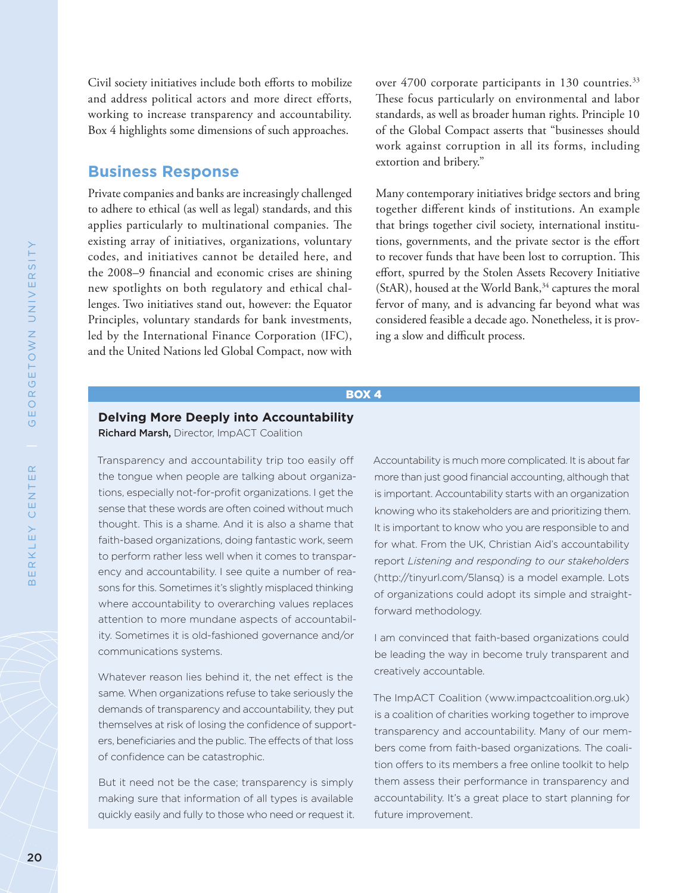Civil society initiatives include both efforts to mobilize and address political actors and more direct efforts, working to increase transparency and accountability. Box 4 highlights some dimensions of such approaches.

## Business Response

Private companies and banks are increasingly challenged to adhere to ethical (as well as legal) standards, and this applies particularly to multinational companies. The existing array of initiatives, organizations, voluntary codes, and initiatives cannot be detailed here, and the 2008–9 financial and economic crises are shining new spotlights on both regulatory and ethical challenges. Two initiatives stand out, however: the Equator Principles, voluntary standards for bank investments, led by the International Finance Corporation (IFC), and the United Nations led Global Compact, now with over 4700 corporate participants in 130 countries.[33] These focus particularly on environmental and labor standards, as well as broader human rights. Principle 10 of the Global Compact asserts that "businesses should work against corruption in all its forms, including extortion and bribery."

Many contemporary initiatives bridge sectors and bring together different kinds of institutions. An example that brings together civil society, international institutions, governments, and the private sector is the effort to recover funds that have been lost to corruption. This effort, spurred by the Stolen Assets Recovery Initiative (StAR), housed at the World Bank,[34] captures the moral fervor of many, and is advancing far beyond what was considered feasible a decade ago. Nonetheless, it is proving a slow and difficult process.

### BOX 4

#### Delving More Deeply into Accountability

**Richard Marsh,** Director, ImpACT Coalition

Transparency and accountability trip too easily off the tongue when people are talking about organizations, especially not-for-profit organizations. I get the sense that these words are often coined without much thought. This is a shame. And it is also a shame that faith-based organizations, doing fantastic work, seem to perform rather less well when it comes to transparency and accountability. I see quite a number of reasons for this. Sometimes it's slightly misplaced thinking where accountability to overarching values replaces attention to more mundane aspects of accountability. Sometimes it is old-fashioned governance and/or communications systems.

Whatever reason lies behind it, the net effect is the same. When organizations refuse to take seriously the demands of transparency and accountability, they put themselves at risk of losing the confidence of supporters, beneficiaries and the public. The effects of that loss of confidence can be catastrophic.

But it need not be the case; transparency is simply making sure that information of all types is available quickly easily and fully to those who need or request it. Accountability is much more complicated. It is about far more than just good financial accounting, although that is important. Accountability starts with an organization knowing who its stakeholders are and prioritizing them. It is important to know who you are responsible to and for what. From the UK, Christian Aid's accountability report *Listening and responding to our stakeholders* (http://tinyurl.com/5lansq) is a model example. Lots of organizations could adopt its simple and straightforward methodology.

I am convinced that faith-based organizations could be leading the way in become truly transparent and creatively accountable.

The ImpACT Coalition (www.impactcoalition.org.uk) is a coalition of charities working together to improve transparency and accountability. Many of our members come from faith-based organizations. The coalition offers to its members a free online toolkit to help them assess their performance in transparency and accountability. It's a great place to start planning for future improvement.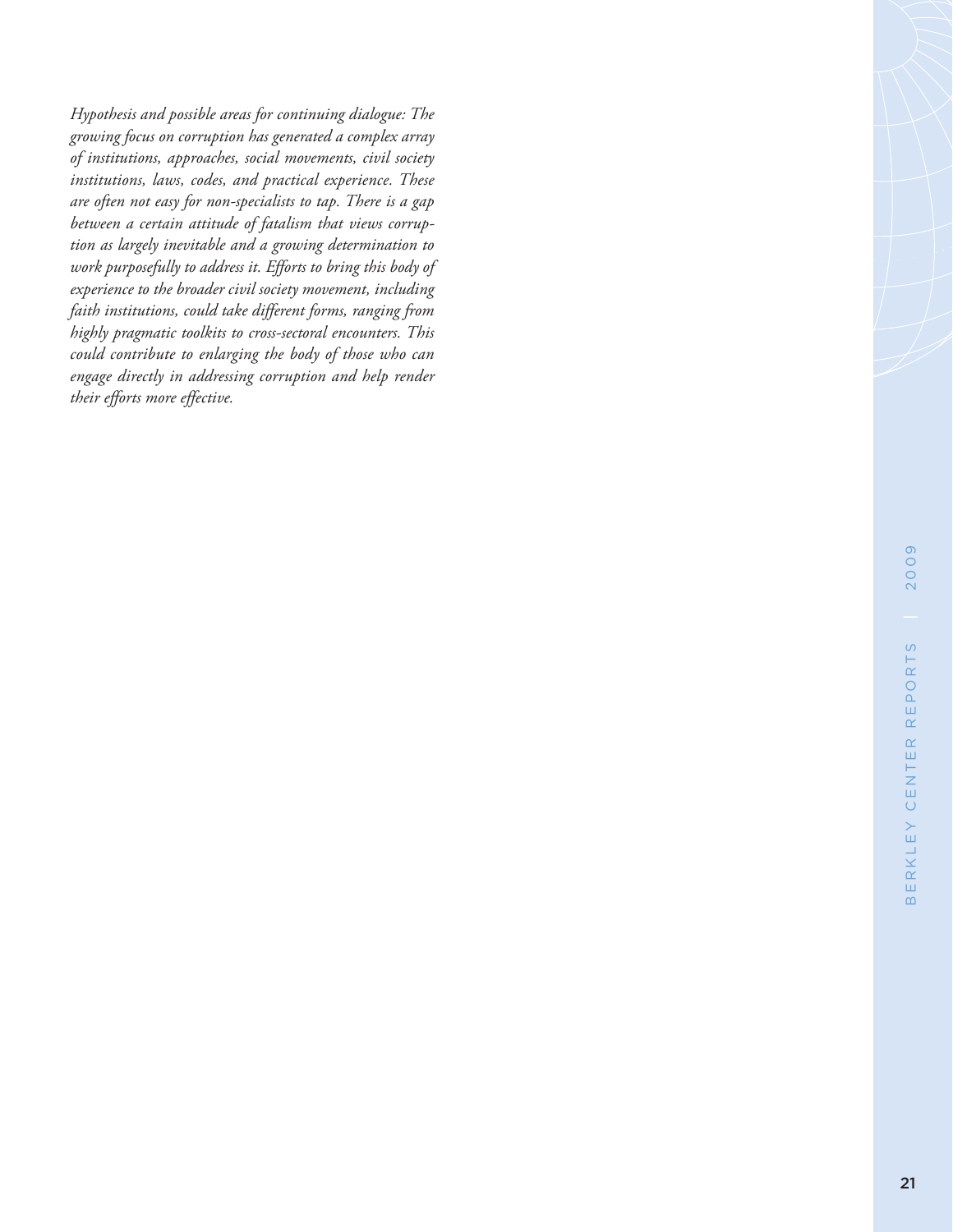*Hypothesis and possible areas for continuing dialogue: The growing focus on corruption has generated a complex array of institutions, approaches, social movements, civil society institutions, laws, codes, and practical experience. These are often not easy for non-specialists to tap. There is a gap between a certain attitude of fatalism that views corruption as largely inevitable and a growing determination to work purposefully to address it. Efforts to bring this body of experience to the broader civil society movement, including faith institutions, could take different forms, ranging from highly pragmatic toolkits to cross-sectoral encounters. This could contribute to enlarging the body of those who can engage directly in addressing corruption and help render their efforts more effective.*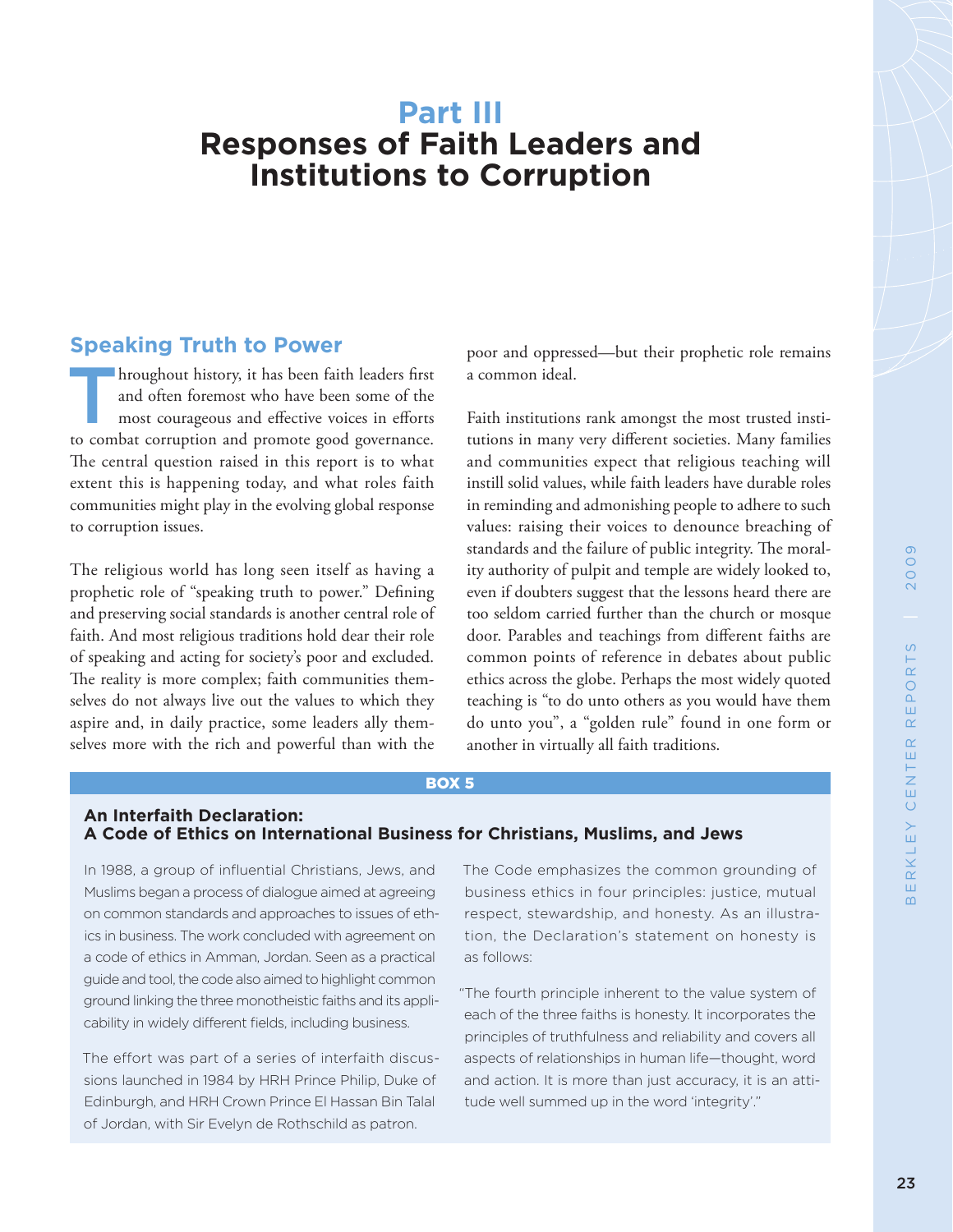# Part III
# Responses of Faith Leaders and Institutions to Corruption

## Speaking Truth to Power

Throughout history, it has been faith leaders first and often foremost who have been some of the most courageous and effective voices in efforts to combat corruption and promote good governance. The central question raised in this report is to what extent this is happening today, and what roles faith communities might play in the evolving global response to corruption issues.

The religious world has long seen itself as having a prophetic role of "speaking truth to power." Defining and preserving social standards is another central role of faith. And most religious traditions hold dear their role of speaking and acting for society's poor and excluded. The reality is more complex; faith communities themselves do not always live out the values to which they aspire and, in daily practice, some leaders ally themselves more with the rich and powerful than with the poor and oppressed—but their prophetic role remains a common ideal.

Faith institutions rank amongst the most trusted institutions in many very different societies. Many families and communities expect that religious teaching will instill solid values, while faith leaders have durable roles in reminding and admonishing people to adhere to such values: raising their voices to denounce breaching of standards and the failure of public integrity. The morality authority of pulpit and temple are widely looked to, even if doubters suggest that the lessons heard there are too seldom carried further than the church or mosque door. Parables and teachings from different faiths are common points of reference in debates about public ethics across the globe. Perhaps the most widely quoted teaching is "to do unto others as you would have them do unto you", a "golden rule" found in one form or another in virtually all faith traditions.

**BOX 5**

### An Interfaith Declaration: A Code of Ethics on International Business for Christians, Muslims, and Jews

In 1988, a group of influential Christians, Jews, and Muslims began a process of dialogue aimed at agreeing on common standards and approaches to issues of ethics in business. The work concluded with agreement on a code of ethics in Amman, Jordan. Seen as a practical guide and tool, the code also aimed to highlight common ground linking the three monotheistic faiths and its applicability in widely different fields, including business.

The effort was part of a series of interfaith discussions launched in 1984 by HRH Prince Philip, Duke of Edinburgh, and HRH Crown Prince El Hassan Bin Talal of Jordan, with Sir Evelyn de Rothschild as patron.

The Code emphasizes the common grounding of business ethics in four principles: justice, mutual respect, stewardship, and honesty. As an illustration, the Declaration's statement on honesty is as follows:

"The fourth principle inherent to the value system of each of the three faiths is honesty. It incorporates the principles of truthfulness and reliability and covers all aspects of relationships in human life—thought, word and action. It is more than just accuracy, it is an attitude well summed up in the word 'integrity'."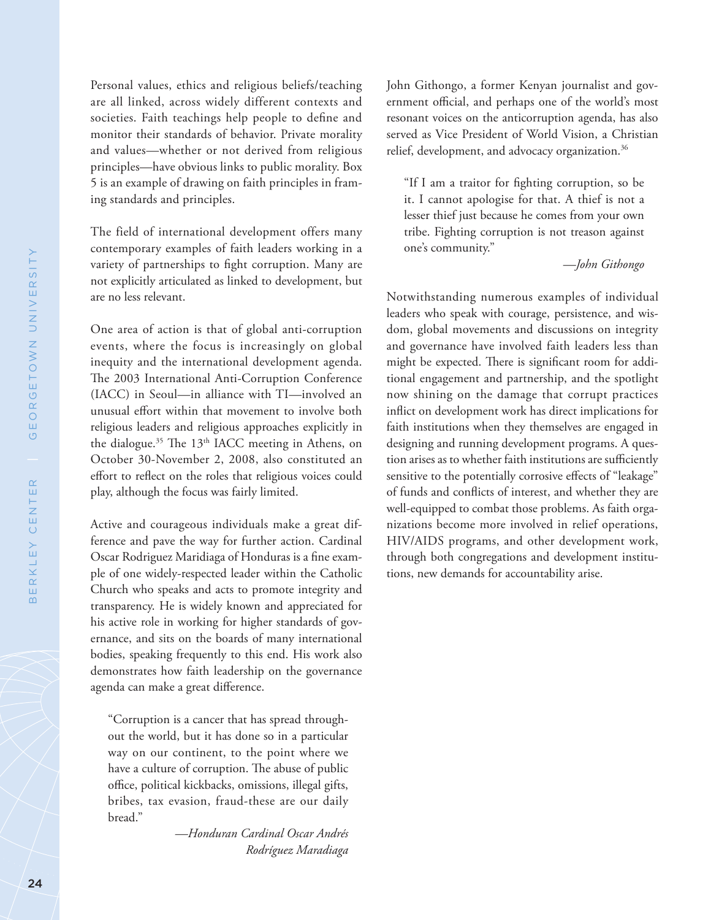Personal values, ethics and religious beliefs/teaching are all linked, across widely different contexts and societies. Faith teachings help people to define and monitor their standards of behavior. Private morality and values—whether or not derived from religious principles—have obvious links to public morality. Box 5 is an example of drawing on faith principles in framing standards and principles.

The field of international development offers many contemporary examples of faith leaders working in a variety of partnerships to fight corruption. Many are not explicitly articulated as linked to development, but are no less relevant.

One area of action is that of global anti-corruption events, where the focus is increasingly on global inequity and the international development agenda. The 2003 International Anti-Corruption Conference (IACC) in Seoul—in alliance with TI—involved an unusual effort within that movement to involve both religious leaders and religious approaches explicitly in the dialogue.[35] The 13th IACC meeting in Athens, on October 30-November 2, 2008, also constituted an effort to reflect on the roles that religious voices could play, although the focus was fairly limited.

Active and courageous individuals make a great difference and pave the way for further action. Cardinal Oscar Rodriguez Maridiaga of Honduras is a fine example of one widely-respected leader within the Catholic Church who speaks and acts to promote integrity and transparency. He is widely known and appreciated for his active role in working for higher standards of governance, and sits on the boards of many international bodies, speaking frequently to this end. His work also demonstrates how faith leadership on the governance agenda can make a great difference.

> "Corruption is a cancer that has spread throughout the world, but it has done so in a particular way on our continent, to the point where we have a culture of corruption. The abuse of public office, political kickbacks, omissions, illegal gifts, bribes, tax evasion, fraud-these are our daily bread."
>
> *—Honduran Cardinal Oscar Andrés Rodríguez Maradiaga*

John Githongo, a former Kenyan journalist and government official, and perhaps one of the world's most resonant voices on the anticorruption agenda, has also served as Vice President of World Vision, a Christian relief, development, and advocacy organization.[36]

> "If I am a traitor for fighting corruption, so be it. I cannot apologise for that. A thief is not a lesser thief just because he comes from your own tribe. Fighting corruption is not treason against one's community."
>
> *—John Githongo*

Notwithstanding numerous examples of individual leaders who speak with courage, persistence, and wisdom, global movements and discussions on integrity and governance have involved faith leaders less than might be expected. There is significant room for additional engagement and partnership, and the spotlight now shining on the damage that corrupt practices inflict on development work has direct implications for faith institutions when they themselves are engaged in designing and running development programs. A question arises as to whether faith institutions are sufficiently sensitive to the potentially corrosive effects of "leakage" of funds and conflicts of interest, and whether they are well-equipped to combat those problems. As faith organizations become more involved in relief operations, HIV/AIDS programs, and other development work, through both congregations and development institutions, new demands for accountability arise.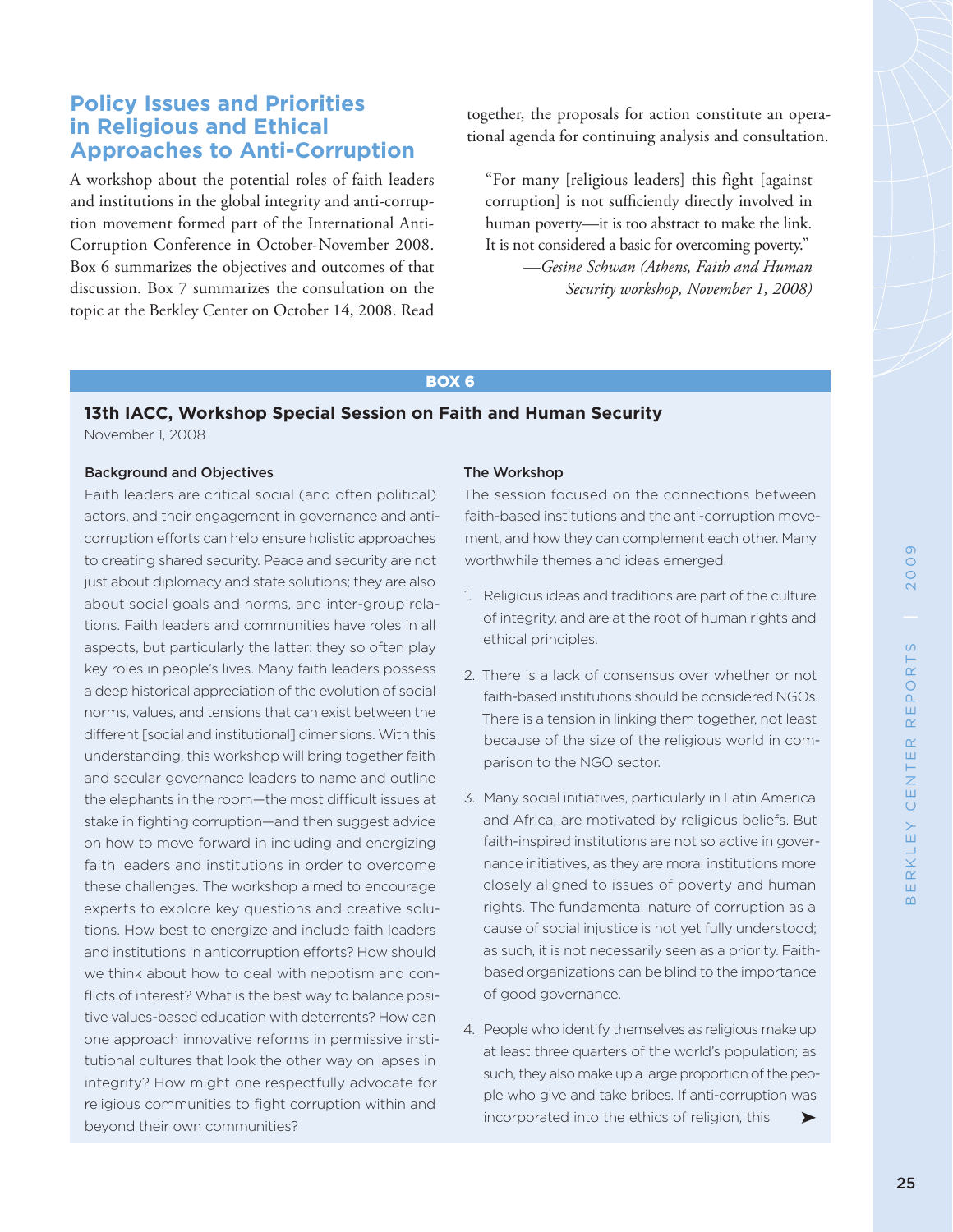## Policy Issues and Priorities in Religious and Ethical Approaches to Anti-Corruption

A workshop about the potential roles of faith leaders and institutions in the global integrity and anti-corruption movement formed part of the International Anti-Corruption Conference in October-November 2008. Box 6 summarizes the objectives and outcomes of that discussion. Box 7 summarizes the consultation on the topic at the Berkley Center on October 14, 2008. Read together, the proposals for action constitute an operational agenda for continuing analysis and consultation.

> "For many [religious leaders] this fight [against corruption] is not sufficiently directly involved in human poverty—it is too abstract to make the link. It is not considered a basic for overcoming poverty."
> —*Gesine Schwan (Athens, Faith and Human Security workshop, November 1, 2008)*

**BOX 6**

### 13th IACC, Workshop Special Session on Faith and Human Security

November 1, 2008

#### Background and Objectives

Faith leaders are critical social (and often political) actors, and their engagement in governance and anti-corruption efforts can help ensure holistic approaches to creating shared security. Peace and security are not just about diplomacy and state solutions; they are also about social goals and norms, and inter-group relations. Faith leaders and communities have roles in all aspects, but particularly the latter: they so often play key roles in people's lives. Many faith leaders possess a deep historical appreciation of the evolution of social norms, values, and tensions that can exist between the different [social and institutional] dimensions. With this understanding, this workshop will bring together faith and secular governance leaders to name and outline the elephants in the room—the most difficult issues at stake in fighting corruption—and then suggest advice on how to move forward in including and energizing faith leaders and institutions in order to overcome these challenges. The workshop aimed to encourage experts to explore key questions and creative solutions. How best to energize and include faith leaders and institutions in anticorruption efforts? How should we think about how to deal with nepotism and conflicts of interest? What is the best way to balance positive values-based education with deterrents? How can one approach innovative reforms in permissive institutional cultures that look the other way on lapses in integrity? How might one respectfully advocate for religious communities to fight corruption within and beyond their own communities?

#### The Workshop

The session focused on the connections between faith-based institutions and the anti-corruption movement, and how they can complement each other. Many worthwhile themes and ideas emerged.

1. Religious ideas and traditions are part of the culture of integrity, and are at the root of human rights and ethical principles.

2. There is a lack of consensus over whether or not faith-based institutions should be considered NGOs. There is a tension in linking them together, not least because of the size of the religious world in comparison to the NGO sector.

3. Many social initiatives, particularly in Latin America and Africa, are motivated by religious beliefs. But faith-inspired institutions are not so active in governance initiatives, as they are moral institutions more closely aligned to issues of poverty and human rights. The fundamental nature of corruption as a cause of social injustice is not yet fully understood; as such, it is not necessarily seen as a priority. Faith-based organizations can be blind to the importance of good governance.

4. People who identify themselves as religious make up at least three quarters of the world's population; as such, they also make up a large proportion of the people who give and take bribes. If anti-corruption was incorporated into the ethics of religion, this ➤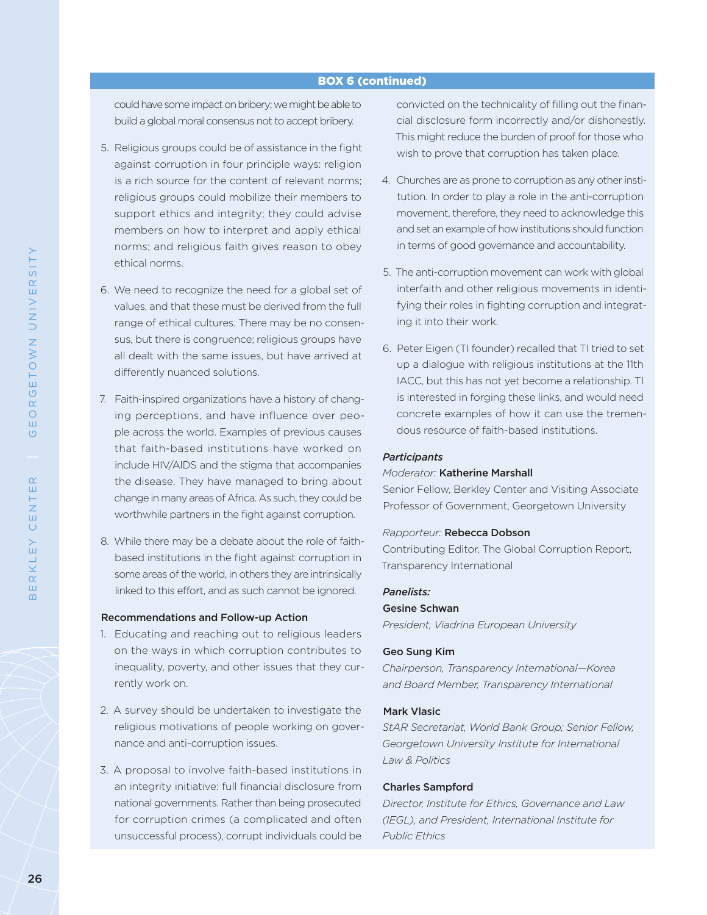**BOX 6 (continued)**

could have some impact on bribery; we might be able to build a global moral consensus not to accept bribery.

5. Religious groups could be of assistance in the fight against corruption in four principle ways: religion is a rich source for the content of relevant norms; religious groups could mobilize their members to support ethics and integrity; they could advise members on how to interpret and apply ethical norms; and religious faith gives reason to obey ethical norms.

6. We need to recognize the need for a global set of values, and that these must be derived from the full range of ethical cultures. There may be no consensus, but there is congruence; religious groups have all dealt with the same issues, but have arrived at differently nuanced solutions.

7. Faith-inspired organizations have a history of changing perceptions, and have influence over people across the world. Examples of previous causes that faith-based institutions have worked on include HIV/AIDS and the stigma that accompanies the disease. They have managed to bring about change in many areas of Africa. As such, they could be worthwhile partners in the fight against corruption.

8. While there may be a debate about the role of faith-based institutions in the fight against corruption in some areas of the world, in others they are intrinsically linked to this effort, and as such cannot be ignored.

**Recommendations and Follow-up Action**

1. Educating and reaching out to religious leaders on the ways in which corruption contributes to inequality, poverty, and other issues that they currently work on.

2. A survey should be undertaken to investigate the religious motivations of people working on governance and anti-corruption issues.

3. A proposal to involve faith-based institutions in an integrity initiative: full financial disclosure from national governments. Rather than being prosecuted for corruption crimes (a complicated and often unsuccessful process), corrupt individuals could be convicted on the technicality of filling out the financial disclosure form incorrectly and/or dishonestly. This might reduce the burden of proof for those who wish to prove that corruption has taken place.

4. Churches are as prone to corruption as any other institution. In order to play a role in the anti-corruption movement, therefore, they need to acknowledge this and set an example of how institutions should function in terms of good governance and accountability.

5. The anti-corruption movement can work with global interfaith and other religious movements in identifying their roles in fighting corruption and integrating it into their work.

6. Peter Eigen (TI founder) recalled that TI tried to set up a dialogue with religious institutions at the 11th IACC, but this has not yet become a relationship. TI is interested in forging these links, and would need concrete examples of how it can use the tremendous resource of faith-based institutions.

***Participants***

*Moderator:* **Katherine Marshall**
Senior Fellow, Berkley Center and Visiting Associate Professor of Government, Georgetown University

*Rapporteur:* **Rebecca Dobson**
Contributing Editor, The Global Corruption Report, Transparency International

***Panelists:***

**Gesine Schwan**
*President, Viadrina European University*

**Geo Sung Kim**
*Chairperson, Transparency International—Korea and Board Member, Transparency International*

**Mark Vlasic**
*StAR Secretariat, World Bank Group; Senior Fellow, Georgetown University Institute for International Law & Politics*

**Charles Sampford**
*Director, Institute for Ethics, Governance and Law (IEGL), and President, International Institute for Public Ethics*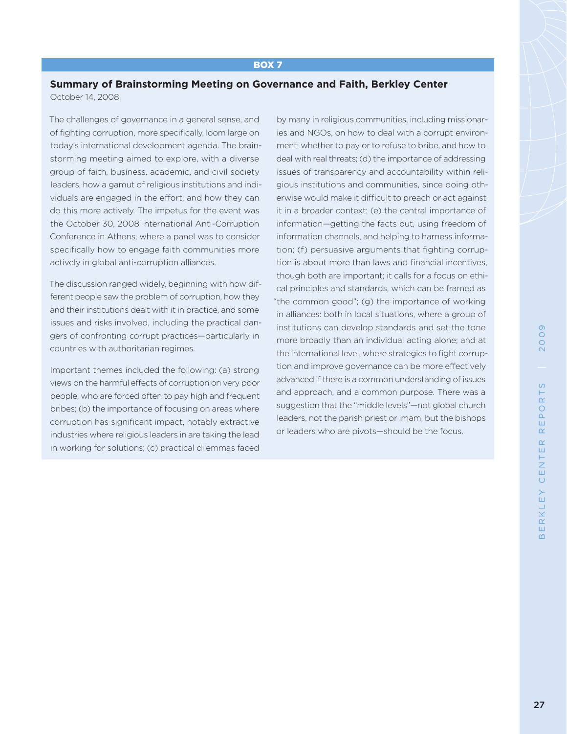## BOX 7

### Summary of Brainstorming Meeting on Governance and Faith, Berkley Center

October 14, 2008

The challenges of governance in a general sense, and of fighting corruption, more specifically, loom large on today's international development agenda. The brainstorming meeting aimed to explore, with a diverse group of faith, business, academic, and civil society leaders, how a gamut of religious institutions and individuals are engaged in the effort, and how they can do this more actively. The impetus for the event was the October 30, 2008 International Anti-Corruption Conference in Athens, where a panel was to consider specifically how to engage faith communities more actively in global anti-corruption alliances.

The discussion ranged widely, beginning with how different people saw the problem of corruption, how they and their institutions dealt with it in practice, and some issues and risks involved, including the practical dangers of confronting corrupt practices—particularly in countries with authoritarian regimes.

Important themes included the following: (a) strong views on the harmful effects of corruption on very poor people, who are forced often to pay high and frequent bribes; (b) the importance of focusing on areas where corruption has significant impact, notably extractive industries where religious leaders in are taking the lead in working for solutions; (c) practical dilemmas faced by many in religious communities, including missionaries and NGOs, on how to deal with a corrupt environment: whether to pay or to refuse to bribe, and how to deal with real threats; (d) the importance of addressing issues of transparency and accountability within religious institutions and communities, since doing otherwise would make it difficult to preach or act against it in a broader context; (e) the central importance of information—getting the facts out, using freedom of information channels, and helping to harness information; (f) persuasive arguments that fighting corruption is about more than laws and financial incentives, though both are important; it calls for a focus on ethical principles and standards, which can be framed as "the common good"; (g) the importance of working in alliances: both in local situations, where a group of institutions can develop standards and set the tone more broadly than an individual acting alone; and at the international level, where strategies to fight corruption and improve governance can be more effectively advanced if there is a common understanding of issues and approach, and a common purpose. There was a suggestion that the "middle levels"—not global church leaders, not the parish priest or imam, but the bishops or leaders who are pivots—should be the focus.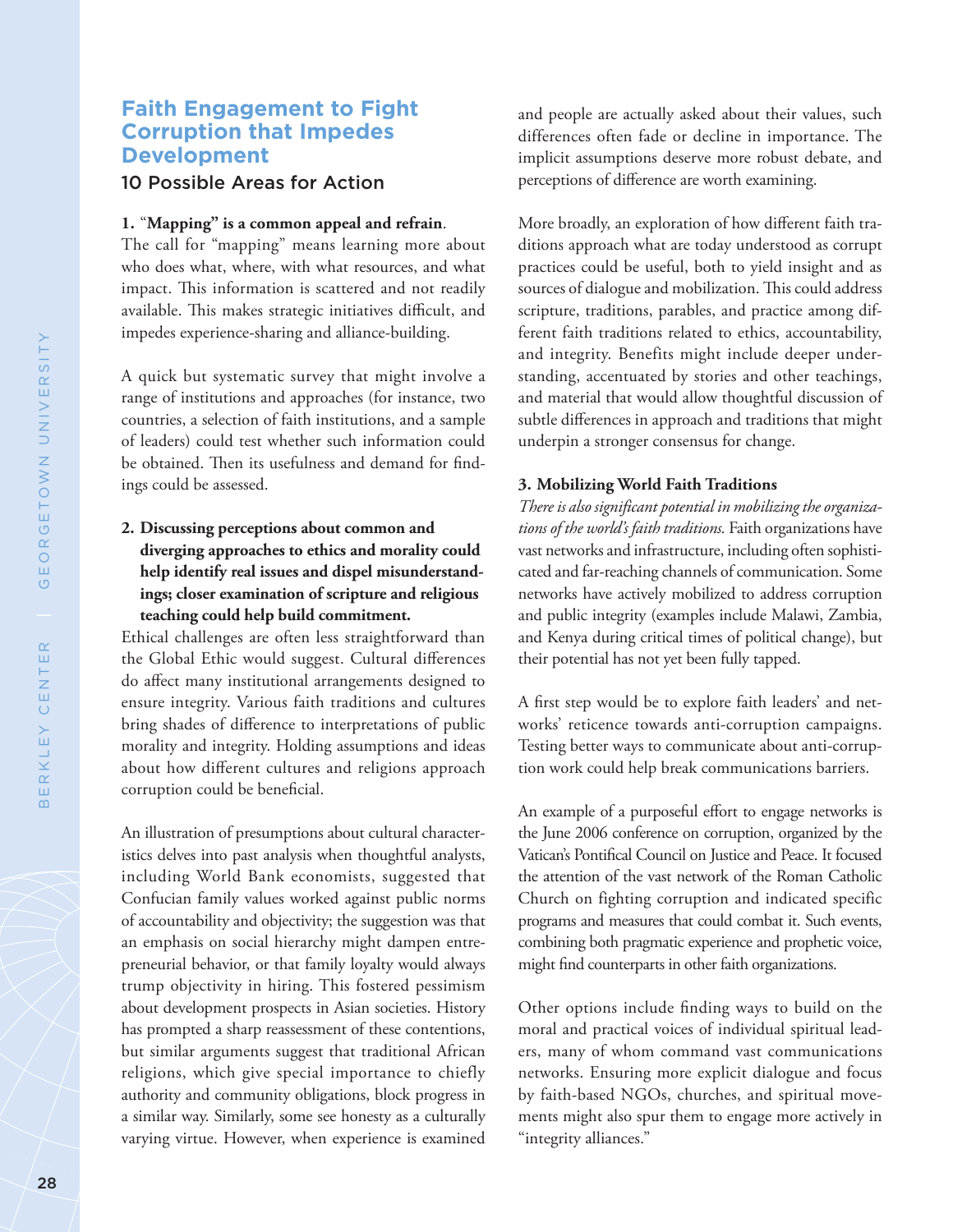## Faith Engagement to Fight Corruption that Impedes Development

### 10 Possible Areas for Action

**1. "Mapping" is a common appeal and refrain.**

The call for "mapping" means learning more about who does what, where, with what resources, and what impact. This information is scattered and not readily available. This makes strategic initiatives difficult, and impedes experience-sharing and alliance-building.

A quick but systematic survey that might involve a range of institutions and approaches (for instance, two countries, a selection of faith institutions, and a sample of leaders) could test whether such information could be obtained. Then its usefulness and demand for findings could be assessed.

**2. Discussing perceptions about common and diverging approaches to ethics and morality could help identify real issues and dispel misunderstandings; closer examination of scripture and religious teaching could help build commitment.**

Ethical challenges are often less straightforward than the Global Ethic would suggest. Cultural differences do affect many institutional arrangements designed to ensure integrity. Various faith traditions and cultures bring shades of difference to interpretations of public morality and integrity. Holding assumptions and ideas about how different cultures and religions approach corruption could be beneficial.

An illustration of presumptions about cultural characteristics delves into past analysis when thoughtful analysts, including World Bank economists, suggested that Confucian family values worked against public norms of accountability and objectivity; the suggestion was that an emphasis on social hierarchy might dampen entrepreneurial behavior, or that family loyalty would always trump objectivity in hiring. This fostered pessimism about development prospects in Asian societies. History has prompted a sharp reassessment of these contentions, but similar arguments suggest that traditional African religions, which give special importance to chiefly authority and community obligations, block progress in a similar way. Similarly, some see honesty as a culturally varying virtue. However, when experience is examined and people are actually asked about their values, such differences often fade or decline in importance. The implicit assumptions deserve more robust debate, and perceptions of difference are worth examining.

More broadly, an exploration of how different faith traditions approach what are today understood as corrupt practices could be useful, both to yield insight and as sources of dialogue and mobilization. This could address scripture, traditions, parables, and practice among different faith traditions related to ethics, accountability, and integrity. Benefits might include deeper understanding, accentuated by stories and other teachings, and material that would allow thoughtful discussion of subtle differences in approach and traditions that might underpin a stronger consensus for change.

**3. Mobilizing World Faith Traditions**

*There is also significant potential in mobilizing the organizations of the world's faith traditions.* Faith organizations have vast networks and infrastructure, including often sophisticated and far-reaching channels of communication. Some networks have actively mobilized to address corruption and public integrity (examples include Malawi, Zambia, and Kenya during critical times of political change), but their potential has not yet been fully tapped.

A first step would be to explore faith leaders' and networks' reticence towards anti-corruption campaigns. Testing better ways to communicate about anti-corruption work could help break communications barriers.

An example of a purposeful effort to engage networks is the June 2006 conference on corruption, organized by the Vatican's Pontifical Council on Justice and Peace. It focused the attention of the vast network of the Roman Catholic Church on fighting corruption and indicated specific programs and measures that could combat it. Such events, combining both pragmatic experience and prophetic voice, might find counterparts in other faith organizations.

Other options include finding ways to build on the moral and practical voices of individual spiritual leaders, many of whom command vast communications networks. Ensuring more explicit dialogue and focus by faith-based NGOs, churches, and spiritual movements might also spur them to engage more actively in "integrity alliances."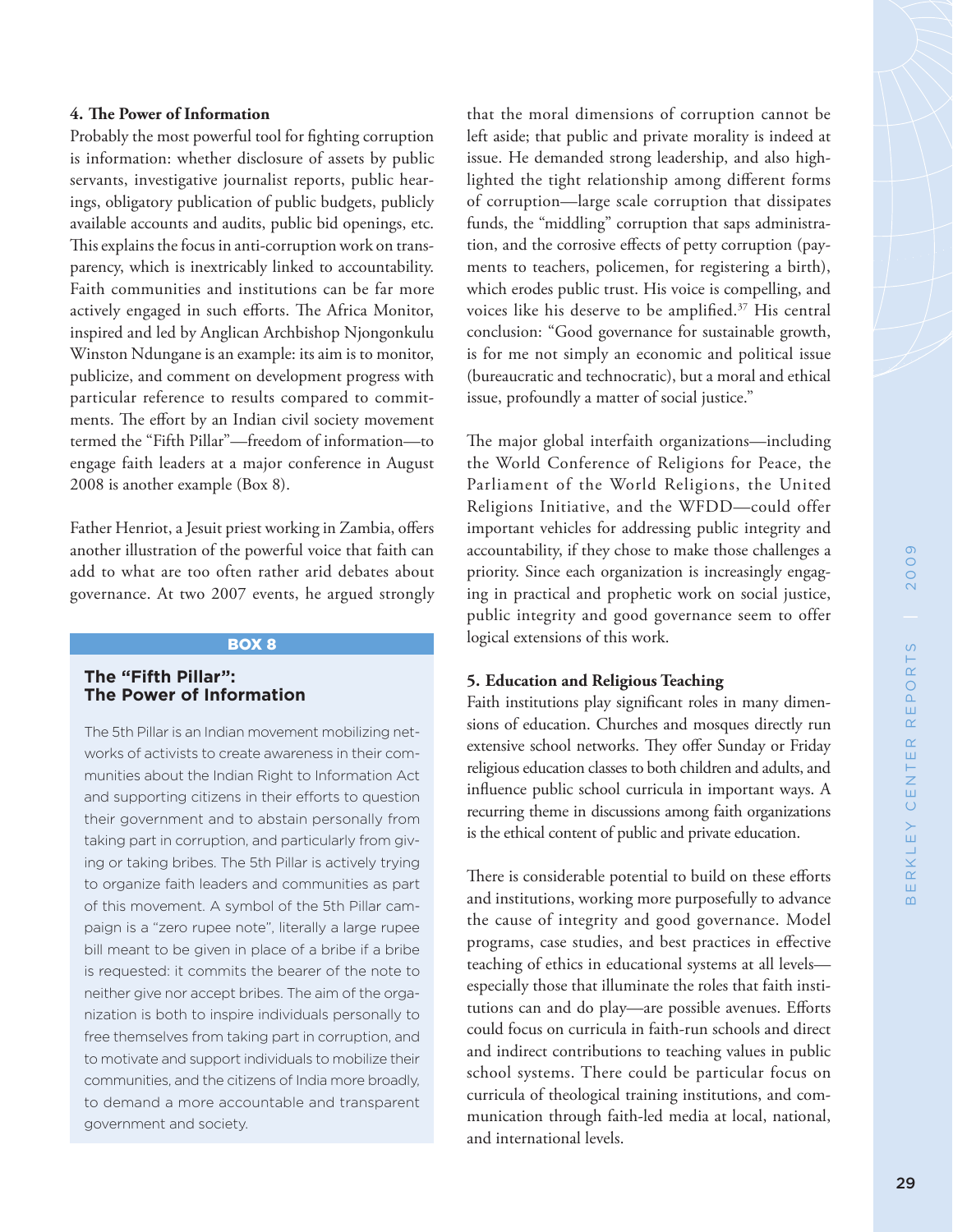#### 4. The Power of Information

Probably the most powerful tool for fighting corruption is information: whether disclosure of assets by public servants, investigative journalist reports, public hearings, obligatory publication of public budgets, publicly available accounts and audits, public bid openings, etc. This explains the focus in anti-corruption work on transparency, which is inextricably linked to accountability. Faith communities and institutions can be far more actively engaged in such efforts. The Africa Monitor, inspired and led by Anglican Archbishop Njongonkulu Winston Ndungane is an example: its aim is to monitor, publicize, and comment on development progress with particular reference to results compared to commitments. The effort by an Indian civil society movement termed the "Fifth Pillar"—freedom of information—to engage faith leaders at a major conference in August 2008 is another example (Box 8).

Father Henriot, a Jesuit priest working in Zambia, offers another illustration of the powerful voice that faith can add to what are too often rather arid debates about governance. At two 2007 events, he argued strongly that the moral dimensions of corruption cannot be left aside; that public and private morality is indeed at issue. He demanded strong leadership, and also highlighted the tight relationship among different forms of corruption—large scale corruption that dissipates funds, the "middling" corruption that saps administration, and the corrosive effects of petty corruption (payments to teachers, policemen, for registering a birth), which erodes public trust. His voice is compelling, and voices like his deserve to be amplified.[37] His central conclusion: "Good governance for sustainable growth, is for me not simply an economic and political issue (bureaucratic and technocratic), but a moral and ethical issue, profoundly a matter of social justice."

**BOX 8**

**The "Fifth Pillar": The Power of Information**

The 5th Pillar is an Indian movement mobilizing networks of activists to create awareness in their communities about the Indian Right to Information Act and supporting citizens in their efforts to question their government and to abstain personally from taking part in corruption, and particularly from giving or taking bribes. The 5th Pillar is actively trying to organize faith leaders and communities as part of this movement. A symbol of the 5th Pillar campaign is a "zero rupee note", literally a large rupee bill meant to be given in place of a bribe if a bribe is requested: it commits the bearer of the note to neither give nor accept bribes. The aim of the organization is both to inspire individuals personally to free themselves from taking part in corruption, and to motivate and support individuals to mobilize their communities, and the citizens of India more broadly, to demand a more accountable and transparent government and society.

The major global interfaith organizations—including the World Conference of Religions for Peace, the Parliament of the World Religions, the United Religions Initiative, and the WFDD—could offer important vehicles for addressing public integrity and accountability, if they chose to make those challenges a priority. Since each organization is increasingly engaging in practical and prophetic work on social justice, public integrity and good governance seem to offer logical extensions of this work.

#### 5. Education and Religious Teaching

Faith institutions play significant roles in many dimensions of education. Churches and mosques directly run extensive school networks. They offer Sunday or Friday religious education classes to both children and adults, and influence public school curricula in important ways. A recurring theme in discussions among faith organizations is the ethical content of public and private education.

There is considerable potential to build on these efforts and institutions, working more purposefully to advance the cause of integrity and good governance. Model programs, case studies, and best practices in effective teaching of ethics in educational systems at all levels—especially those that illuminate the roles that faith institutions can and do play—are possible avenues. Efforts could focus on curricula in faith-run schools and direct and indirect contributions to teaching values in public school systems. There could be particular focus on curricula of theological training institutions, and communication through faith-led media at local, national, and international levels.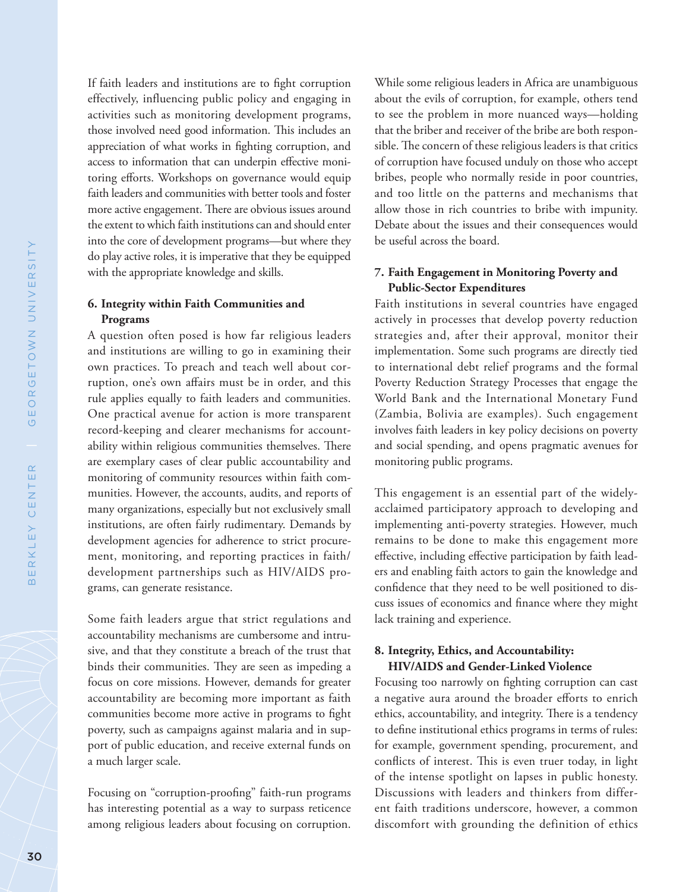If faith leaders and institutions are to fight corruption effectively, influencing public policy and engaging in activities such as monitoring development programs, those involved need good information. This includes an appreciation of what works in fighting corruption, and access to information that can underpin effective monitoring efforts. Workshops on governance would equip faith leaders and communities with better tools and foster more active engagement. There are obvious issues around the extent to which faith institutions can and should enter into the core of development programs—but where they do play active roles, it is imperative that they be equipped with the appropriate knowledge and skills.

### 6. Integrity within Faith Communities and Programs

A question often posed is how far religious leaders and institutions are willing to go in examining their own practices. To preach and teach well about corruption, one's own affairs must be in order, and this rule applies equally to faith leaders and communities. One practical avenue for action is more transparent record-keeping and clearer mechanisms for accountability within religious communities themselves. There are exemplary cases of clear public accountability and monitoring of community resources within faith communities. However, the accounts, audits, and reports of many organizations, especially but not exclusively small institutions, are often fairly rudimentary. Demands by development agencies for adherence to strict procurement, monitoring, and reporting practices in faith/development partnerships such as HIV/AIDS programs, can generate resistance.

Some faith leaders argue that strict regulations and accountability mechanisms are cumbersome and intrusive, and that they constitute a breach of the trust that binds their communities. They are seen as impeding a focus on core missions. However, demands for greater accountability are becoming more important as faith communities become more active in programs to fight poverty, such as campaigns against malaria and in support of public education, and receive external funds on a much larger scale.

Focusing on "corruption-proofing" faith-run programs has interesting potential as a way to surpass reticence among religious leaders about focusing on corruption. While some religious leaders in Africa are unambiguous about the evils of corruption, for example, others tend to see the problem in more nuanced ways—holding that the briber and receiver of the bribe are both responsible. The concern of these religious leaders is that critics of corruption have focused unduly on those who accept bribes, people who normally reside in poor countries, and too little on the patterns and mechanisms that allow those in rich countries to bribe with impunity. Debate about the issues and their consequences would be useful across the board.

### 7. Faith Engagement in Monitoring Poverty and Public-Sector Expenditures

Faith institutions in several countries have engaged actively in processes that develop poverty reduction strategies and, after their approval, monitor their implementation. Some such programs are directly tied to international debt relief programs and the formal Poverty Reduction Strategy Processes that engage the World Bank and the International Monetary Fund (Zambia, Bolivia are examples). Such engagement involves faith leaders in key policy decisions on poverty and social spending, and opens pragmatic avenues for monitoring public programs.

This engagement is an essential part of the widely-acclaimed participatory approach to developing and implementing anti-poverty strategies. However, much remains to be done to make this engagement more effective, including effective participation by faith leaders and enabling faith actors to gain the knowledge and confidence that they need to be well positioned to discuss issues of economics and finance where they might lack training and experience.

### 8. Integrity, Ethics, and Accountability: HIV/AIDS and Gender-Linked Violence

Focusing too narrowly on fighting corruption can cast a negative aura around the broader efforts to enrich ethics, accountability, and integrity. There is a tendency to define institutional ethics programs in terms of rules: for example, government spending, procurement, and conflicts of interest. This is even truer today, in light of the intense spotlight on lapses in public honesty. Discussions with leaders and thinkers from different faith traditions underscore, however, a common discomfort with grounding the definition of ethics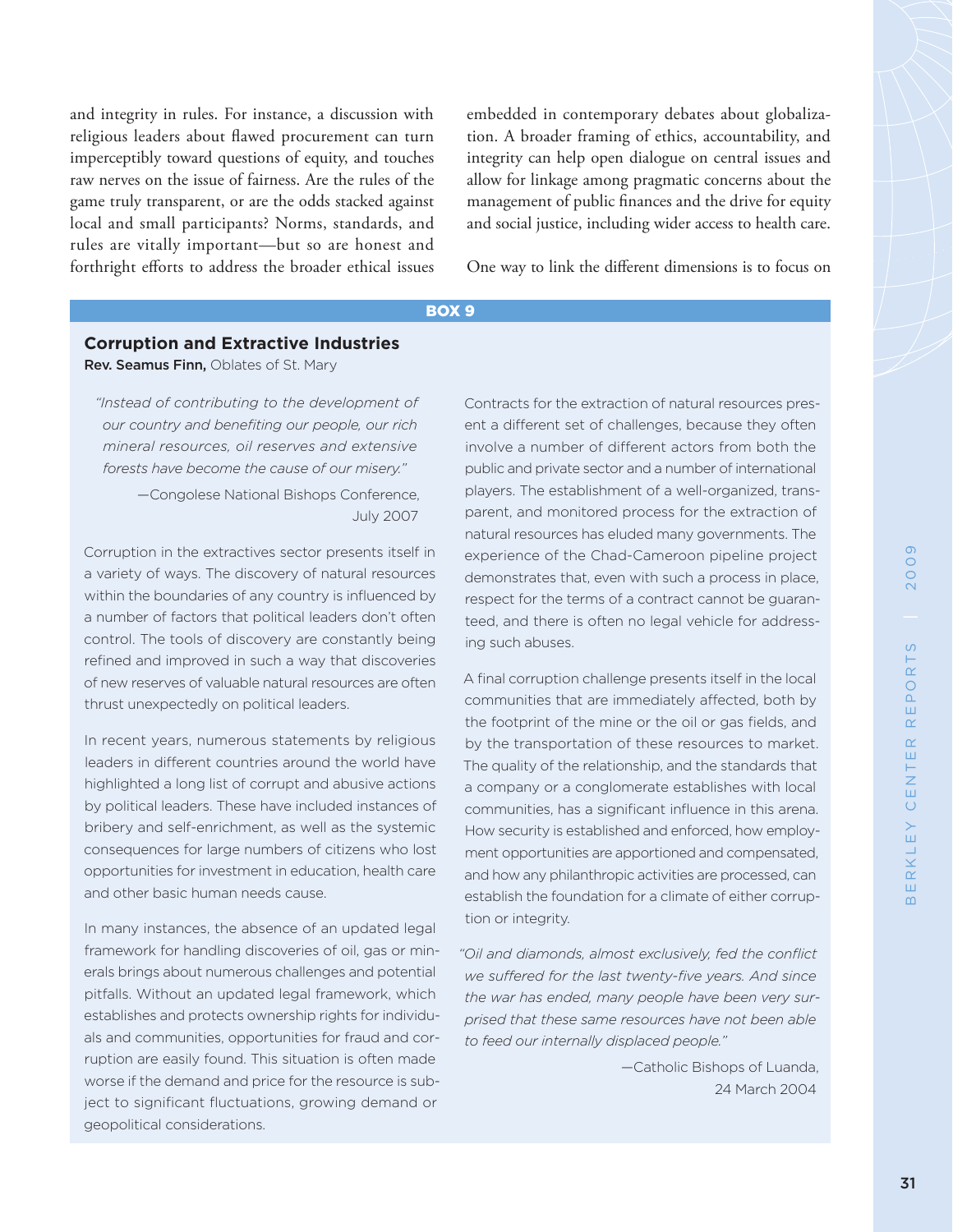and integrity in rules. For instance, a discussion with religious leaders about flawed procurement can turn imperceptibly toward questions of equity, and touches raw nerves on the issue of fairness. Are the rules of the game truly transparent, or are the odds stacked against local and small participants? Norms, standards, and rules are vitally important—but so are honest and forthright efforts to address the broader ethical issues embedded in contemporary debates about globalization. A broader framing of ethics, accountability, and integrity can help open dialogue on central issues and allow for linkage among pragmatic concerns about the management of public finances and the drive for equity and social justice, including wider access to health care.

One way to link the different dimensions is to focus on

---

**BOX 9**

## Corruption and Extractive Industries

**Rev. Seamus Finn,** Oblates of St. Mary

> *"Instead of contributing to the development of our country and benefiting our people, our rich mineral resources, oil reserves and extensive forests have become the cause of our misery."*
>
> —Congolese National Bishops Conference, July 2007

Corruption in the extractives sector presents itself in a variety of ways. The discovery of natural resources within the boundaries of any country is influenced by a number of factors that political leaders don't often control. The tools of discovery are constantly being refined and improved in such a way that discoveries of new reserves of valuable natural resources are often thrust unexpectedly on political leaders.

In recent years, numerous statements by religious leaders in different countries around the world have highlighted a long list of corrupt and abusive actions by political leaders. These have included instances of bribery and self-enrichment, as well as the systemic consequences for large numbers of citizens who lost opportunities for investment in education, health care and other basic human needs cause.

In many instances, the absence of an updated legal framework for handling discoveries of oil, gas or minerals brings about numerous challenges and potential pitfalls. Without an updated legal framework, which establishes and protects ownership rights for individuals and communities, opportunities for fraud and corruption are easily found. This situation is often made worse if the demand and price for the resource is subject to significant fluctuations, growing demand or geopolitical considerations.

Contracts for the extraction of natural resources present a different set of challenges, because they often involve a number of different actors from both the public and private sector and a number of international players. The establishment of a well-organized, transparent, and monitored process for the extraction of natural resources has eluded many governments. The experience of the Chad-Cameroon pipeline project demonstrates that, even with such a process in place, respect for the terms of a contract cannot be guaranteed, and there is often no legal vehicle for addressing such abuses.

A final corruption challenge presents itself in the local communities that are immediately affected, both by the footprint of the mine or the oil or gas fields, and by the transportation of these resources to market. The quality of the relationship, and the standards that a company or a conglomerate establishes with local communities, has a significant influence in this arena. How security is established and enforced, how employment opportunities are apportioned and compensated, and how any philanthropic activities are processed, can establish the foundation for a climate of either corruption or integrity.

> *"Oil and diamonds, almost exclusively, fed the conflict we suffered for the last twenty-five years. And since the war has ended, many people have been very surprised that these same resources have not been able to feed our internally displaced people."*
>
> —Catholic Bishops of Luanda, 24 March 2004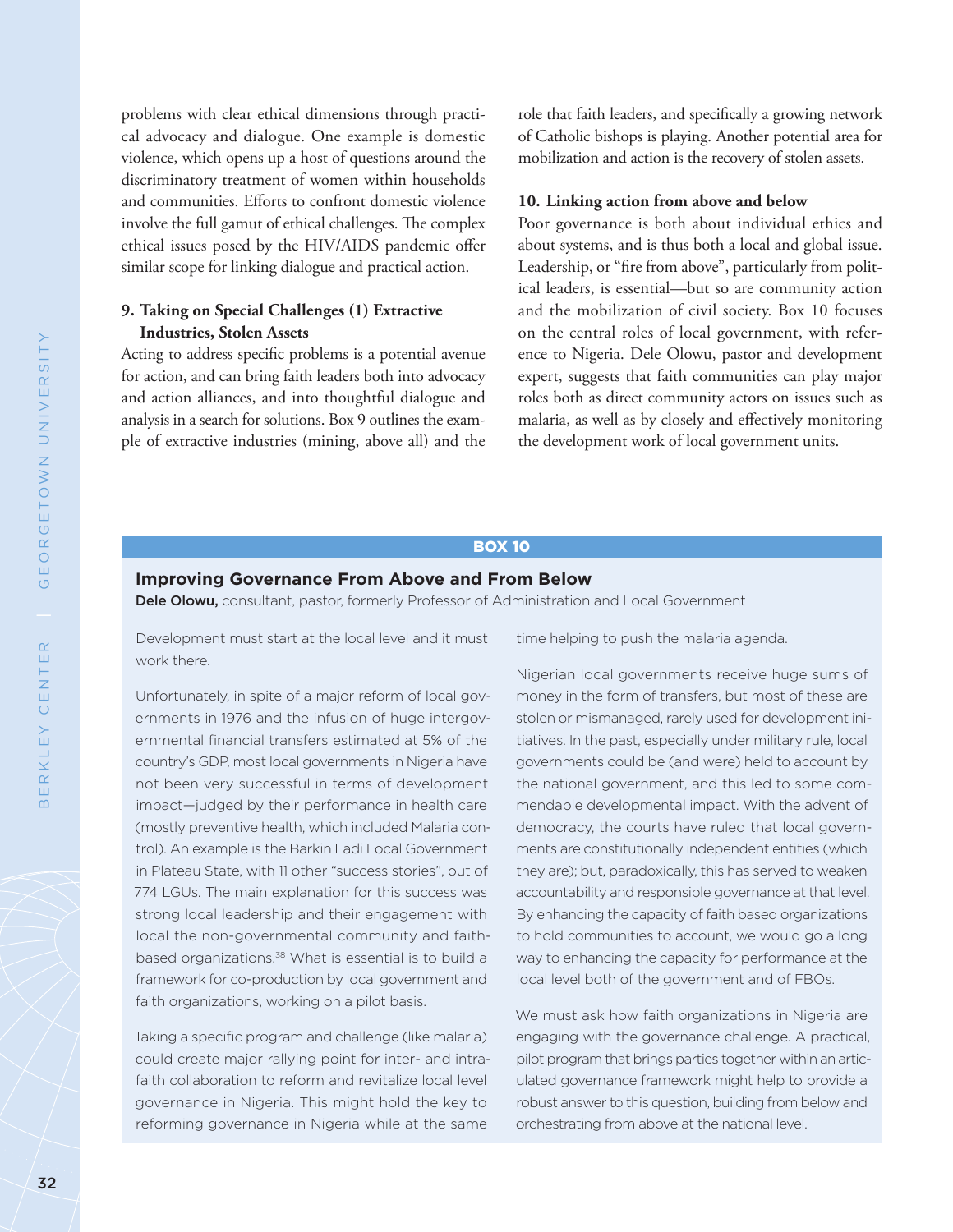problems with clear ethical dimensions through practical advocacy and dialogue. One example is domestic violence, which opens up a host of questions around the discriminatory treatment of women within households and communities. Efforts to confront domestic violence involve the full gamut of ethical challenges. The complex ethical issues posed by the HIV/AIDS pandemic offer similar scope for linking dialogue and practical action.

### 9. Taking on Special Challenges (1) Extractive Industries, Stolen Assets

Acting to address specific problems is a potential avenue for action, and can bring faith leaders both into advocacy and action alliances, and into thoughtful dialogue and analysis in a search for solutions. Box 9 outlines the example of extractive industries (mining, above all) and the role that faith leaders, and specifically a growing network of Catholic bishops is playing. Another potential area for mobilization and action is the recovery of stolen assets.

### 10. Linking action from above and below

Poor governance is both about individual ethics and about systems, and is thus both a local and global issue. Leadership, or "fire from above", particularly from political leaders, is essential—but so are community action and the mobilization of civil society. Box 10 focuses on the central roles of local government, with reference to Nigeria. Dele Olowu, pastor and development expert, suggests that faith communities can play major roles both as direct community actors on issues such as malaria, as well as by closely and effectively monitoring the development work of local government units.

**BOX 10**

## Improving Governance From Above and From Below

**Dele Olowu,** consultant, pastor, formerly Professor of Administration and Local Government

Development must start at the local level and it must work there.

Unfortunately, in spite of a major reform of local governments in 1976 and the infusion of huge intergovernmental financial transfers estimated at 5% of the country's GDP, most local governments in Nigeria have not been very successful in terms of development impact—judged by their performance in health care (mostly preventive health, which included Malaria control). An example is the Barkin Ladi Local Government in Plateau State, with 11 other "success stories", out of 774 LGUs. The main explanation for this success was strong local leadership and their engagement with local the non-governmental community and faith-based organizations.[38] What is essential is to build a framework for co-production by local government and faith organizations, working on a pilot basis.

Taking a specific program and challenge (like malaria) could create major rallying point for inter- and intra-faith collaboration to reform and revitalize local level governance in Nigeria. This might hold the key to reforming governance in Nigeria while at the same time helping to push the malaria agenda.

Nigerian local governments receive huge sums of money in the form of transfers, but most of these are stolen or mismanaged, rarely used for development initiatives. In the past, especially under military rule, local governments could be (and were) held to account by the national government, and this led to some commendable developmental impact. With the advent of democracy, the courts have ruled that local governments are constitutionally independent entities (which they are); but, paradoxically, this has served to weaken accountability and responsible governance at that level. By enhancing the capacity of faith based organizations to hold communities to account, we would go a long way to enhancing the capacity for performance at the local level both of the government and of FBOs.

We must ask how faith organizations in Nigeria are engaging with the governance challenge. A practical, pilot program that brings parties together within an articulated governance framework might help to provide a robust answer to this question, building from below and orchestrating from above at the national level.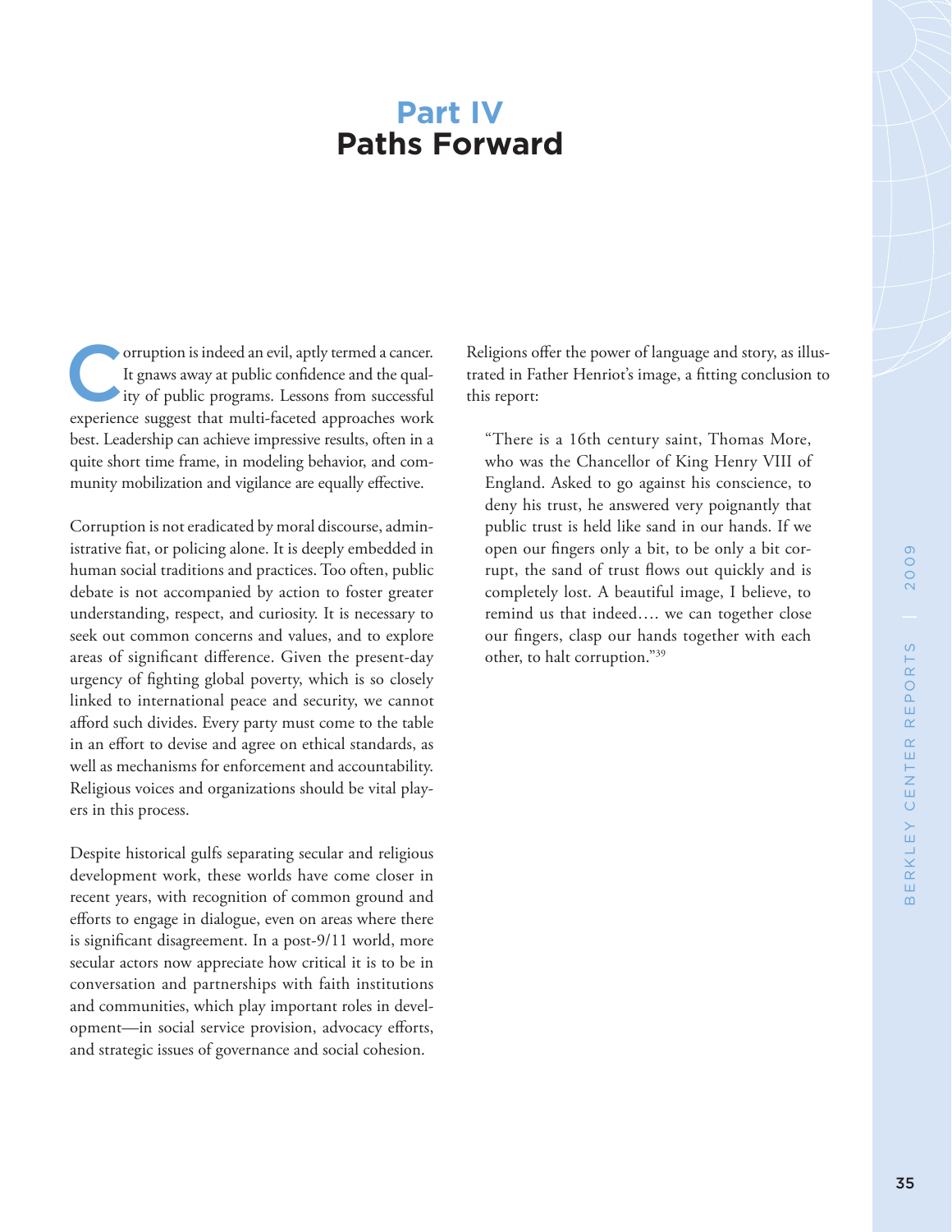# Part IV
# Paths Forward

Corruption is indeed an evil, aptly termed a cancer. It gnaws away at public confidence and the quality of public programs. Lessons from successful experience suggest that multi-faceted approaches work best. Leadership can achieve impressive results, often in a quite short time frame, in modeling behavior, and community mobilization and vigilance are equally effective.

Corruption is not eradicated by moral discourse, administrative fiat, or policing alone. It is deeply embedded in human social traditions and practices. Too often, public debate is not accompanied by action to foster greater understanding, respect, and curiosity. It is necessary to seek out common concerns and values, and to explore areas of significant difference. Given the present-day urgency of fighting global poverty, which is so closely linked to international peace and security, we cannot afford such divides. Every party must come to the table in an effort to devise and agree on ethical standards, as well as mechanisms for enforcement and accountability. Religious voices and organizations should be vital players in this process.

Despite historical gulfs separating secular and religious development work, these worlds have come closer in recent years, with recognition of common ground and efforts to engage in dialogue, even on areas where there is significant disagreement. In a post-9/11 world, more secular actors now appreciate how critical it is to be in conversation and partnerships with faith institutions and communities, which play important roles in development—in social service provision, advocacy efforts, and strategic issues of governance and social cohesion.

Religions offer the power of language and story, as illustrated in Father Henriot's image, a fitting conclusion to this report:

> "There is a 16th century saint, Thomas More, who was the Chancellor of King Henry VIII of England. Asked to go against his conscience, to deny his trust, he answered very poignantly that public trust is held like sand in our hands. If we open our fingers only a bit, to be only a bit corrupt, the sand of trust flows out quickly and is completely lost. A beautiful image, I believe, to remind us that indeed…. we can together close our fingers, clasp our hands together with each other, to halt corruption."[39]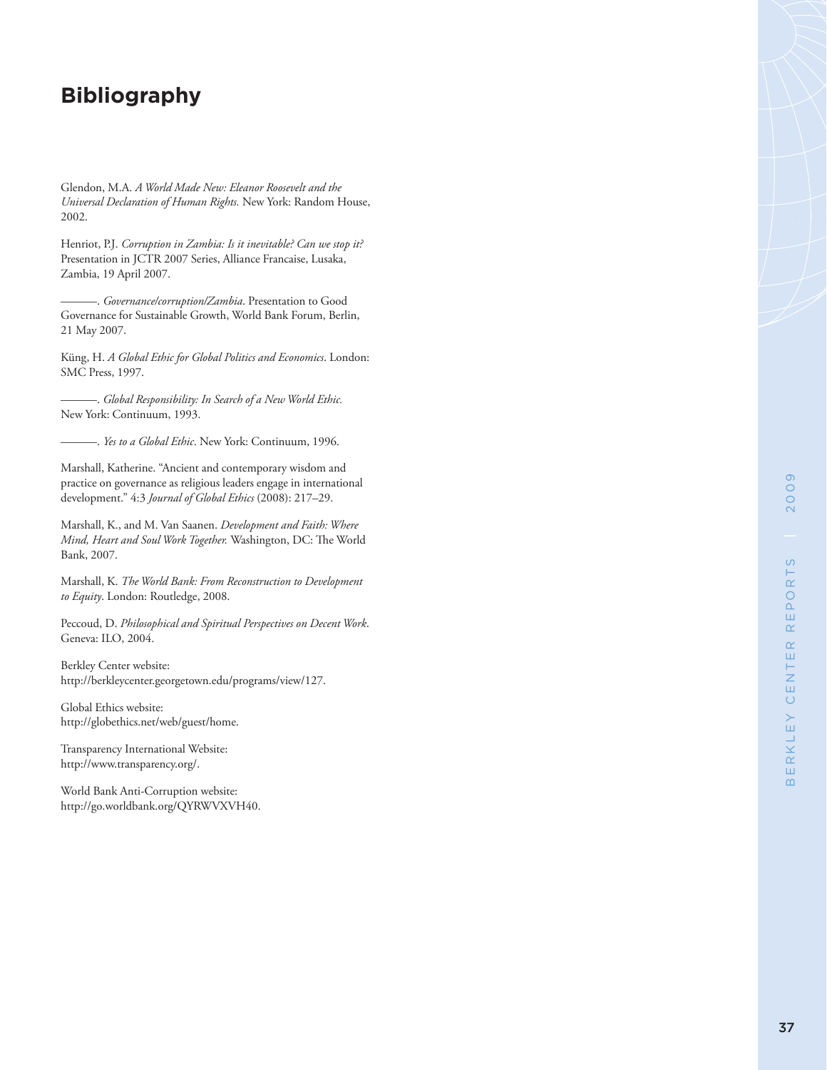# Bibliography

Glendon, M.A. *A World Made New: Eleanor Roosevelt and the Universal Declaration of Human Rights.* New York: Random House, 2002.

Henriot, P.J. *Corruption in Zambia: Is it inevitable? Can we stop it?* Presentation in JCTR 2007 Series, Alliance Francaise, Lusaka, Zambia, 19 April 2007.

———. *Governance/corruption/Zambia*. Presentation to Good Governance for Sustainable Growth, World Bank Forum, Berlin, 21 May 2007.

Küng, H. *A Global Ethic for Global Politics and Economics*. London: SMC Press, 1997.

———. *Global Responsibility: In Search of a New World Ethic.* New York: Continuum, 1993.

———. *Yes to a Global Ethic*. New York: Continuum, 1996.

Marshall, Katherine. "Ancient and contemporary wisdom and practice on governance as religious leaders engage in international development." 4:3 *Journal of Global Ethics* (2008): 217–29.

Marshall, K., and M. Van Saanen. *Development and Faith: Where Mind, Heart and Soul Work Together.* Washington, DC: The World Bank, 2007.

Marshall, K. *The World Bank: From Reconstruction to Development to Equity*. London: Routledge, 2008.

Peccoud, D. *Philosophical and Spiritual Perspectives on Decent Work*. Geneva: ILO, 2004.

Berkley Center website:
http://berkleycenter.georgetown.edu/programs/view/127.

Global Ethics website:
http://globethics.net/web/guest/home.

Transparency International Website:
http://www.transparency.org/.

World Bank Anti-Corruption website:
http://go.worldbank.org/QYRWVXVH40.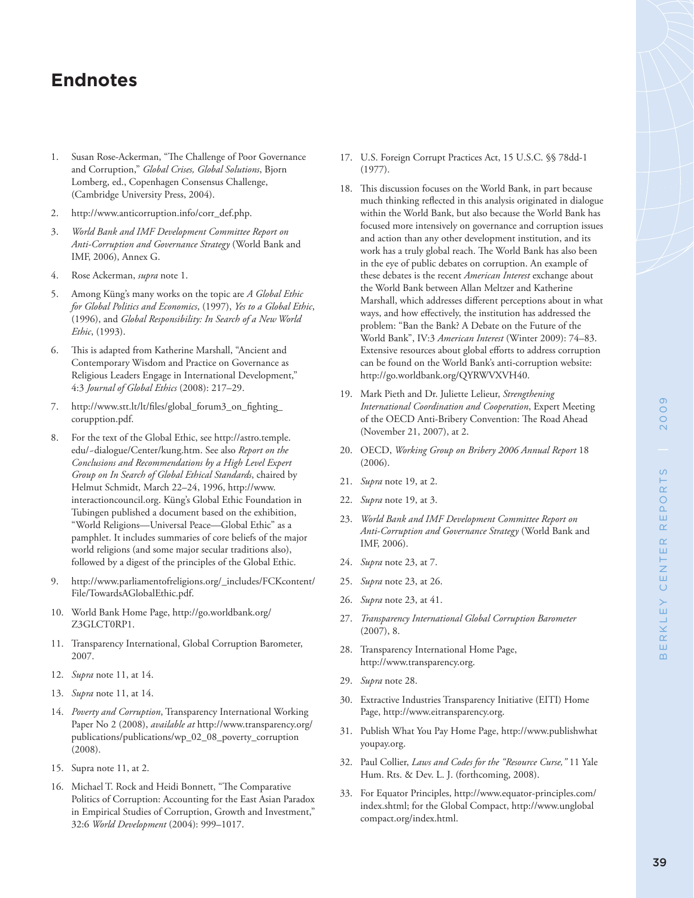## Endnotes

1. Susan Rose-Ackerman, "The Challenge of Poor Governance and Corruption," *Global Crises, Global Solutions*, Bjorn Lomberg, ed., Copenhagen Consensus Challenge, (Cambridge University Press, 2004).
2. http://www.anticorruption.info/corr_def.php.
3. *World Bank and IMF Development Committee Report on Anti-Corruption and Governance Strategy* (World Bank and IMF, 2006), Annex G.
4. Rose Ackerman, *supra* note 1.
5. Among Küng's many works on the topic are *A Global Ethic for Global Politics and Economics*, (1997), *Yes to a Global Ethic*, (1996), and *Global Responsibility: In Search of a New World Ethic*, (1993).
6. This is adapted from Katherine Marshall, "Ancient and Contemporary Wisdom and Practice on Governance as Religious Leaders Engage in International Development," 4:3 *Journal of Global Ethics* (2008): 217–29.
7. http://www.stt.lt/lt/files/global_forum3_on_fighting_corupption.pdf.
8. For the text of the Global Ethic, see http://astro.temple.edu/~dialogue/Center/kung.htm. See also *Report on the Conclusions and Recommendations by a High Level Expert Group on In Search of Global Ethical Standards*, chaired by Helmut Schmidt, March 22–24, 1996, http://www.interactioncouncil.org. Küng's Global Ethic Foundation in Tubingen published a document based on the exhibition, "World Religions—Universal Peace—Global Ethic" as a pamphlet. It includes summaries of core beliefs of the major world religions (and some major secular traditions also), followed by a digest of the principles of the Global Ethic.
9. http://www.parliamentofreligions.org/_includes/FCKcontent/File/TowardsAGlobalEthic.pdf.
10. World Bank Home Page, http://go.worldbank.org/Z3GLCT0RP1.
11. Transparency International, Global Corruption Barometer, 2007.
12. *Supra* note 11, at 14.
13. *Supra* note 11, at 14.
14. *Poverty and Corruption*, Transparency International Working Paper No 2 (2008), *available at* http://www.transparency.org/publications/publications/wp_02_08_poverty_corruption (2008).
15. Supra note 11, at 2.
16. Michael T. Rock and Heidi Bonnett, "The Comparative Politics of Corruption: Accounting for the East Asian Paradox in Empirical Studies of Corruption, Growth and Investment," 32:6 *World Development* (2004): 999–1017.
17. U.S. Foreign Corrupt Practices Act, 15 U.S.C. §§ 78dd-1 (1977).
18. This discussion focuses on the World Bank, in part because much thinking reflected in this analysis originated in dialogue within the World Bank, but also because the World Bank has focused more intensively on governance and corruption issues and action than any other development institution, and its work has a truly global reach. The World Bank has also been in the eye of public debates on corruption. An example of these debates is the recent *American Interest* exchange about the World Bank between Allan Meltzer and Katherine Marshall, which addresses different perceptions about in what ways, and how effectively, the institution has addressed the problem: "Ban the Bank? A Debate on the Future of the World Bank", IV:3 *American Interest* (Winter 2009): 74–83. Extensive resources about global efforts to address corruption can be found on the World Bank's anti-corruption website: http://go.worldbank.org/QYRWVXVH40.
19. Mark Pieth and Dr. Juliette Lelieur, *Strengthening International Coordination and Cooperation*, Expert Meeting of the OECD Anti-Bribery Convention: The Road Ahead (November 21, 2007), at 2.
20. OECD, *Working Group on Bribery 2006 Annual Report* 18 (2006).
21. *Supra* note 19, at 2.
22. *Supra* note 19, at 3.
23. *World Bank and IMF Development Committee Report on Anti-Corruption and Governance Strategy* (World Bank and IMF, 2006).
24. *Supra* note 23, at 7.
25. *Supra* note 23, at 26.
26. *Supra* note 23, at 41.
27. *Transparency International Global Corruption Barometer* (2007), 8.
28. Transparency International Home Page, http://www.transparency.org.
29. *Supra* note 28.
30. Extractive Industries Transparency Initiative (EITI) Home Page, http://www.eitransparency.org.
31. Publish What You Pay Home Page, http://www.publishwhatyoupay.org.
32. Paul Collier, *Laws and Codes for the "Resource Curse,"* 11 Yale Hum. Rts. & Dev. L. J. (forthcoming, 2008).
33. For Equator Principles, http://www.equator-principles.com/index.shtml; for the Global Compact, http://www.unglobalcompact.org/index.html.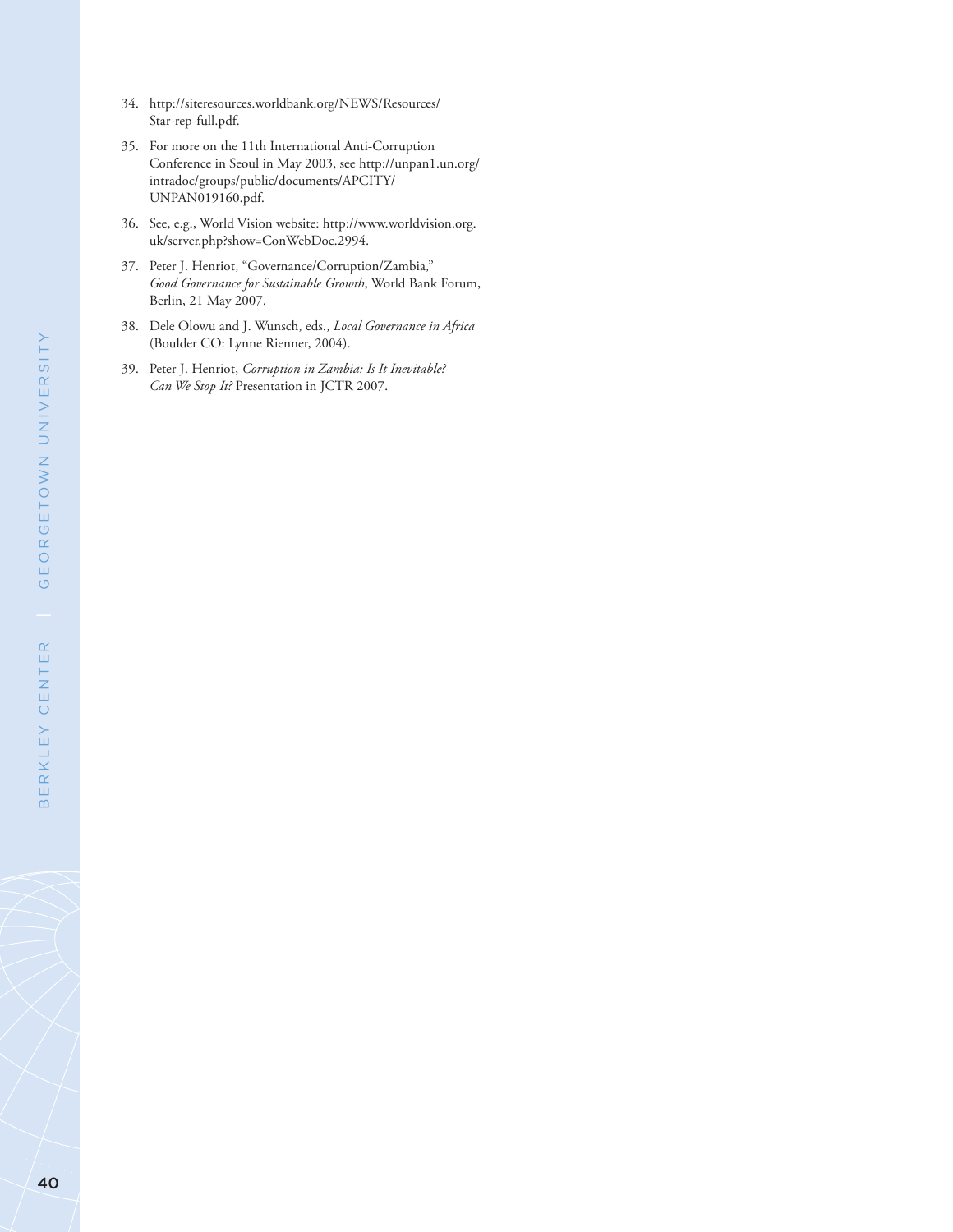34. http://siteresources.worldbank.org/NEWS/Resources/Star-rep-full.pdf.

35. For more on the 11th International Anti-Corruption Conference in Seoul in May 2003, see http://unpan1.un.org/intradoc/groups/public/documents/APCITY/UNPAN019160.pdf.

36. See, e.g., World Vision website: http://www.worldvision.org.uk/server.php?show=ConWebDoc.2994.

37. Peter J. Henriot, "Governance/Corruption/Zambia," *Good Governance for Sustainable Growth*, World Bank Forum, Berlin, 21 May 2007.

38. Dele Olowu and J. Wunsch, eds., *Local Governance in Africa* (Boulder CO: Lynne Rienner, 2004).

39. Peter J. Henriot, *Corruption in Zambia: Is It Inevitable? Can We Stop It?* Presentation in JCTR 2007.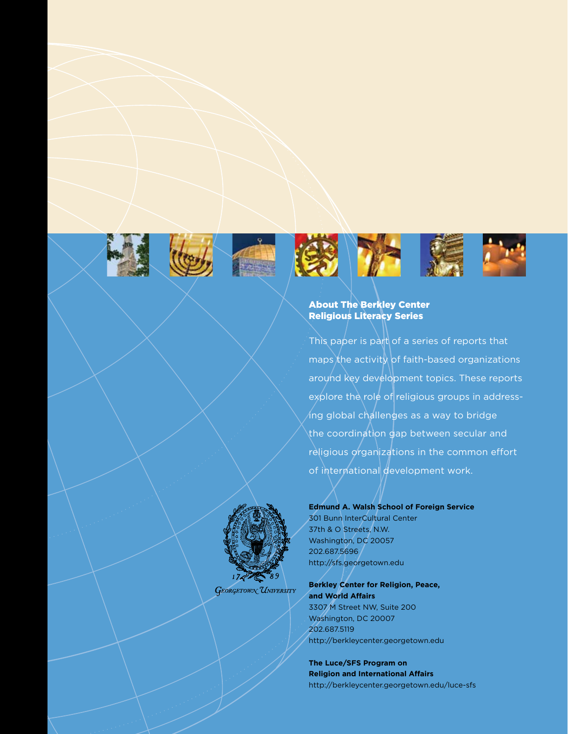## About The Berkley Center Religious Literacy Series

This paper is part of a series of reports that maps the activity of faith-based organizations around key development topics. These reports explore the role of religious groups in addressing global challenges as a way to bridge the coordination gap between secular and religious organizations in the common effort of international development work.

1789

Georgetown University

**Edmund A. Walsh School of Foreign Service**
301 Bunn InterCultural Center
37th & O Streets, N.W.
Washington, DC 20057
202.687.5696
http://sfs.georgetown.edu

**Berkley Center for Religion, Peace, and World Affairs**
3307 M Street NW, Suite 200
Washington, DC 20007
202.687.5119
http://berkleycenter.georgetown.edu

**The Luce/SFS Program on Religion and International Affairs**
http://berkleycenter.georgetown.edu/luce-sfs